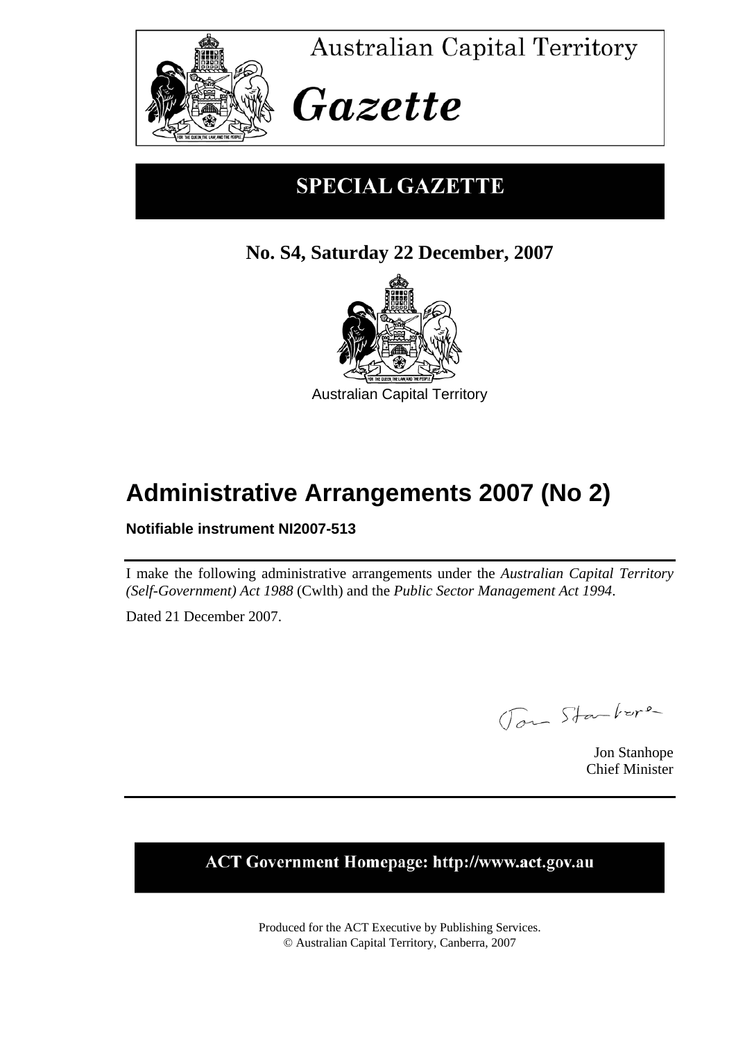Australian Capital Territory

*Gazette*

**SPECIAL GAZETTE**

**No. S4, Saturday 22 December, 2007**

Australian Capital Territory

# Administrative Arrangements 2007 (No 2)

**Notifiable instrument NI2007-513**

I make the following administrative arrangements under the *Australian Capital Territory (Self-Government) Act 1988* (Cwlth) and the *Public Sector Management Act 1994*.

Dated 21 December 2007.

Jon Stanhope
Chief Minister

**ACT Government Homepage: http://www.act.gov.au**

Produced for the ACT Executive by Publishing Services.
© Australian Capital Territory, Canberra, 2007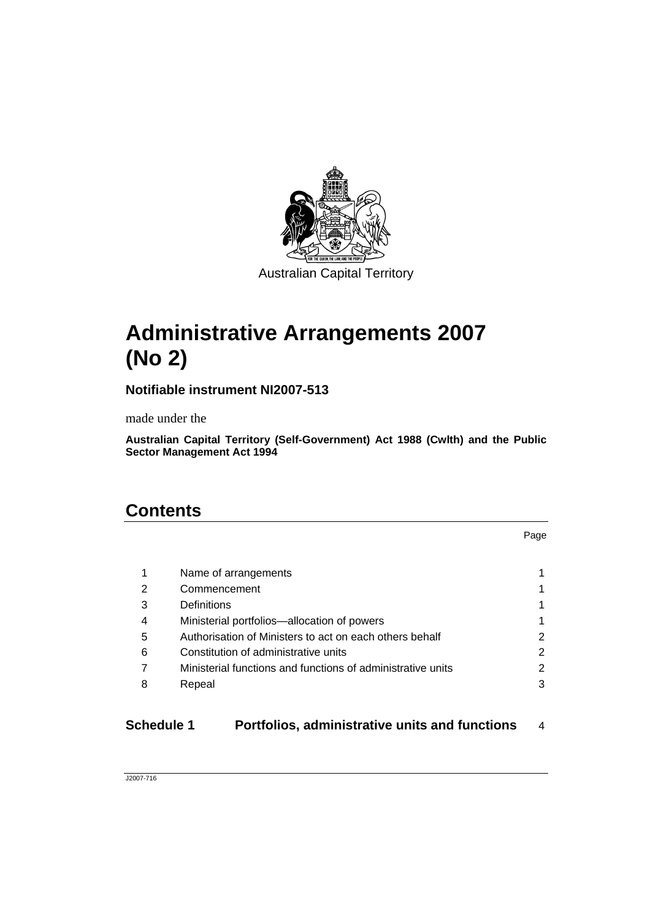Australian Capital Territory

# Administrative Arrangements 2007 (No 2)

**Notifiable instrument NI2007-513**

made under the

**Australian Capital Territory (Self-Government) Act 1988 (Cwlth) and the Public Sector Management Act 1994**

## Contents

| | | Page |
|---|---|---|
| 1 | Name of arrangements | 1 |
| 2 | Commencement | 1 |
| 3 | Definitions | 1 |
| 4 | Ministerial portfolios—allocation of powers | 1 |
| 5 | Authorisation of Ministers to act on each others behalf | 2 |
| 6 | Constitution of administrative units | 2 |
| 7 | Ministerial functions and functions of administrative units | 2 |
| 8 | Repeal | 3 |

| | | |
|---|---|---|
| **Schedule 1** | **Portfolios, administrative units and functions** | 4 |

J2007-716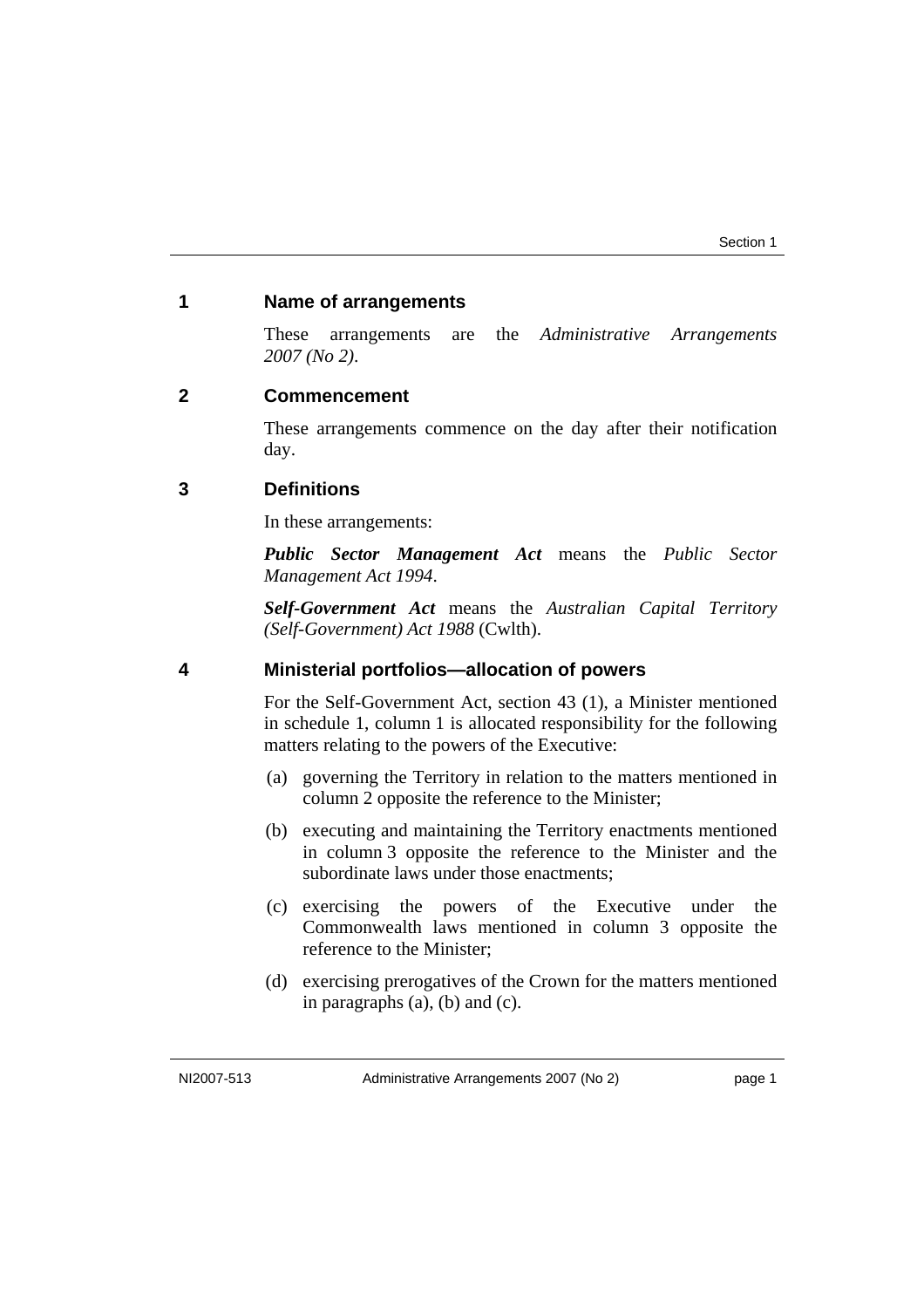## 1 Name of arrangements

These arrangements are the *Administrative Arrangements 2007 (No 2)*.

## 2 Commencement

These arrangements commence on the day after their notification day.

## 3 Definitions

In these arrangements:

***Public Sector Management Act*** means the *Public Sector Management Act 1994*.

***Self-Government Act*** means the *Australian Capital Territory (Self-Government) Act 1988* (Cwlth).

## 4 Ministerial portfolios—allocation of powers

For the Self-Government Act, section 43 (1), a Minister mentioned in schedule 1, column 1 is allocated responsibility for the following matters relating to the powers of the Executive:

(a) governing the Territory in relation to the matters mentioned in column 2 opposite the reference to the Minister;

(b) executing and maintaining the Territory enactments mentioned in column 3 opposite the reference to the Minister and the subordinate laws under those enactments;

(c) exercising the powers of the Executive under the Commonwealth laws mentioned in column 3 opposite the reference to the Minister;

(d) exercising prerogatives of the Crown for the matters mentioned in paragraphs (a), (b) and (c).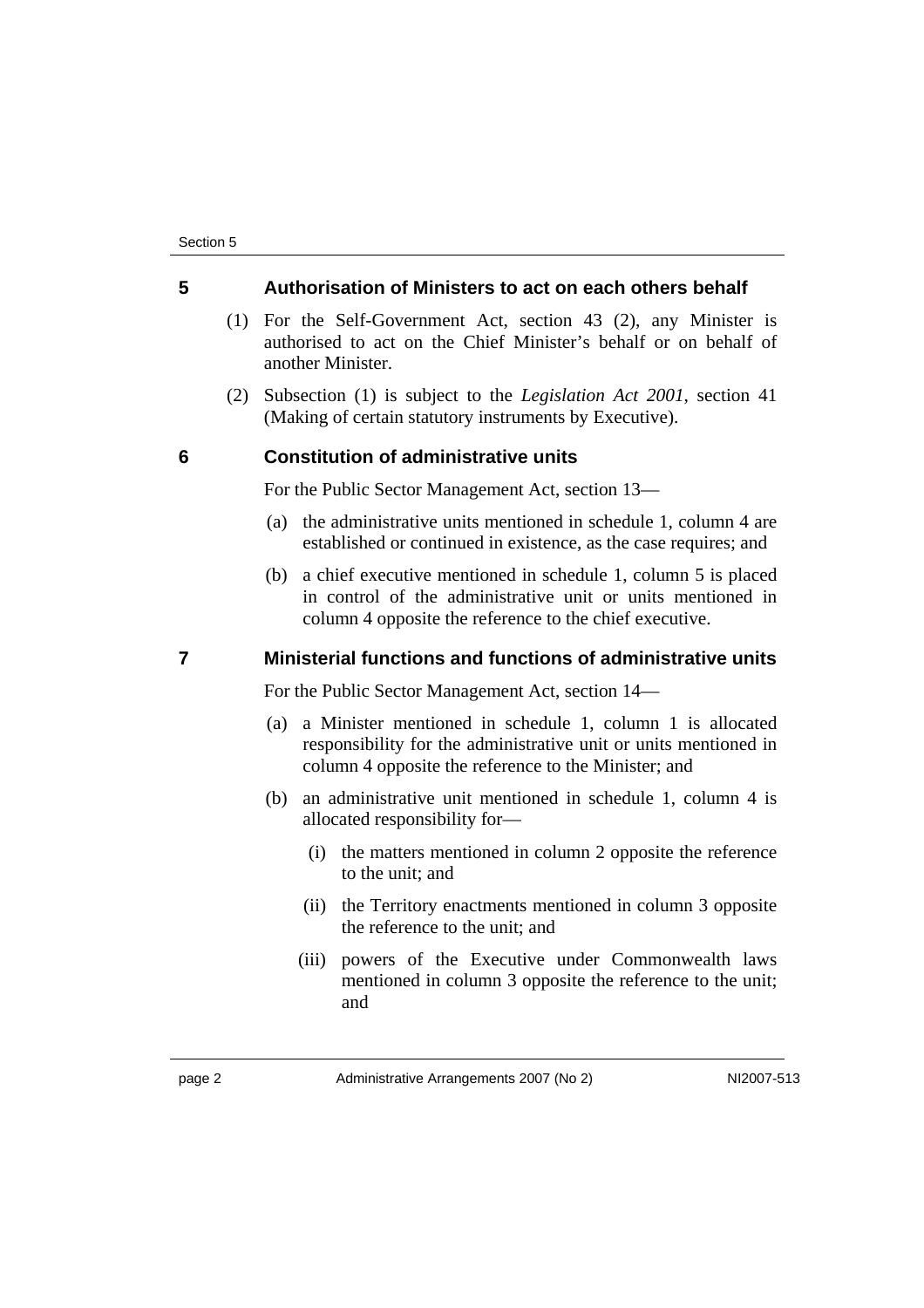## 5 Authorisation of Ministers to act on each others behalf

(1) For the Self-Government Act, section 43 (2), any Minister is authorised to act on the Chief Minister's behalf or on behalf of another Minister.

(2) Subsection (1) is subject to the *Legislation Act 2001*, section 41 (Making of certain statutory instruments by Executive).

## 6 Constitution of administrative units

For the Public Sector Management Act, section 13—

(a) the administrative units mentioned in schedule 1, column 4 are established or continued in existence, as the case requires; and

(b) a chief executive mentioned in schedule 1, column 5 is placed in control of the administrative unit or units mentioned in column 4 opposite the reference to the chief executive.

## 7 Ministerial functions and functions of administrative units

For the Public Sector Management Act, section 14—

(a) a Minister mentioned in schedule 1, column 1 is allocated responsibility for the administrative unit or units mentioned in column 4 opposite the reference to the Minister; and

(b) an administrative unit mentioned in schedule 1, column 4 is allocated responsibility for—

(i) the matters mentioned in column 2 opposite the reference to the unit; and

(ii) the Territory enactments mentioned in column 3 opposite the reference to the unit; and

(iii) powers of the Executive under Commonwealth laws mentioned in column 3 opposite the reference to the unit; and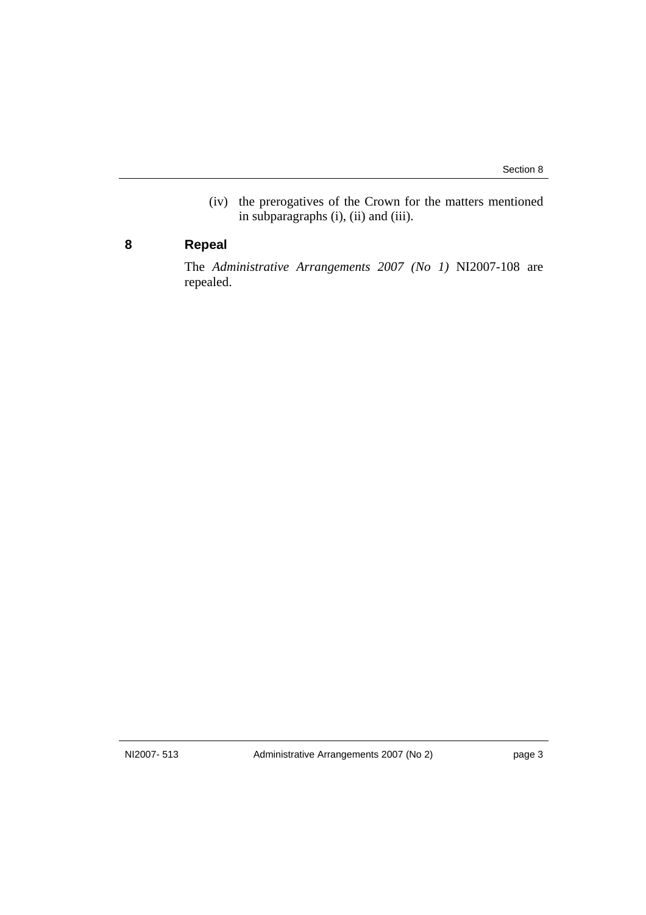(iv) the prerogatives of the Crown for the matters mentioned in subparagraphs (i), (ii) and (iii).

## 8 Repeal

The *Administrative Arrangements 2007 (No 1)* NI2007-108 are repealed.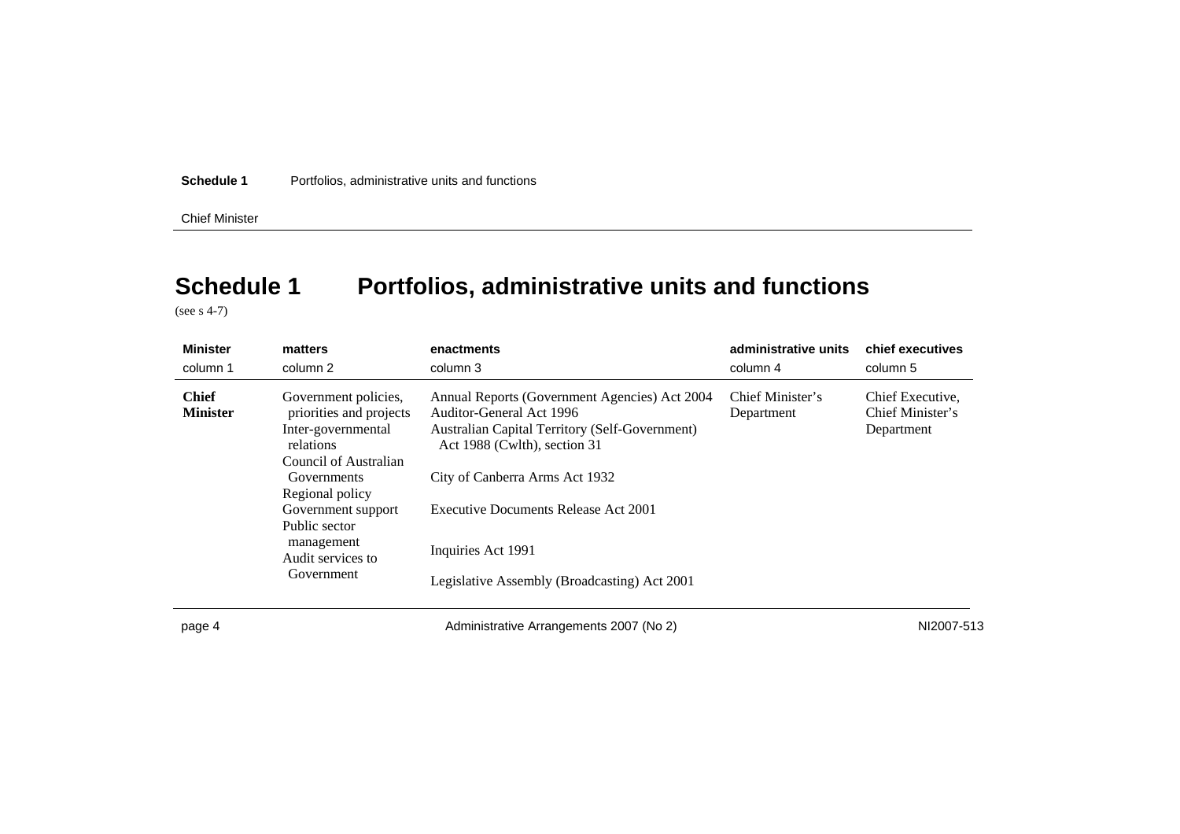# Schedule 1 Portfolios, administrative units and functions

(see s 4-7)

| Minister<br>column 1 | matters<br>column 2 | enactments<br>column 3 | administrative units<br>column 4 | chief executives<br>column 5 |
|---|---|---|---|---|
| **Chief Minister** | Government policies, priorities and projects<br>Inter-governmental relations<br>Council of Australian Governments<br>Regional policy<br>Government support<br>Public sector management<br>Audit services to Government | Annual Reports (Government Agencies) Act 2004<br>Auditor-General Act 1996<br>Australian Capital Territory (Self-Government) Act 1988 (Cwlth), section 31<br>City of Canberra Arms Act 1932<br>Executive Documents Release Act 2001<br>Inquiries Act 1991<br>Legislative Assembly (Broadcasting) Act 2001 | Chief Minister's Department | Chief Executive, Chief Minister's Department |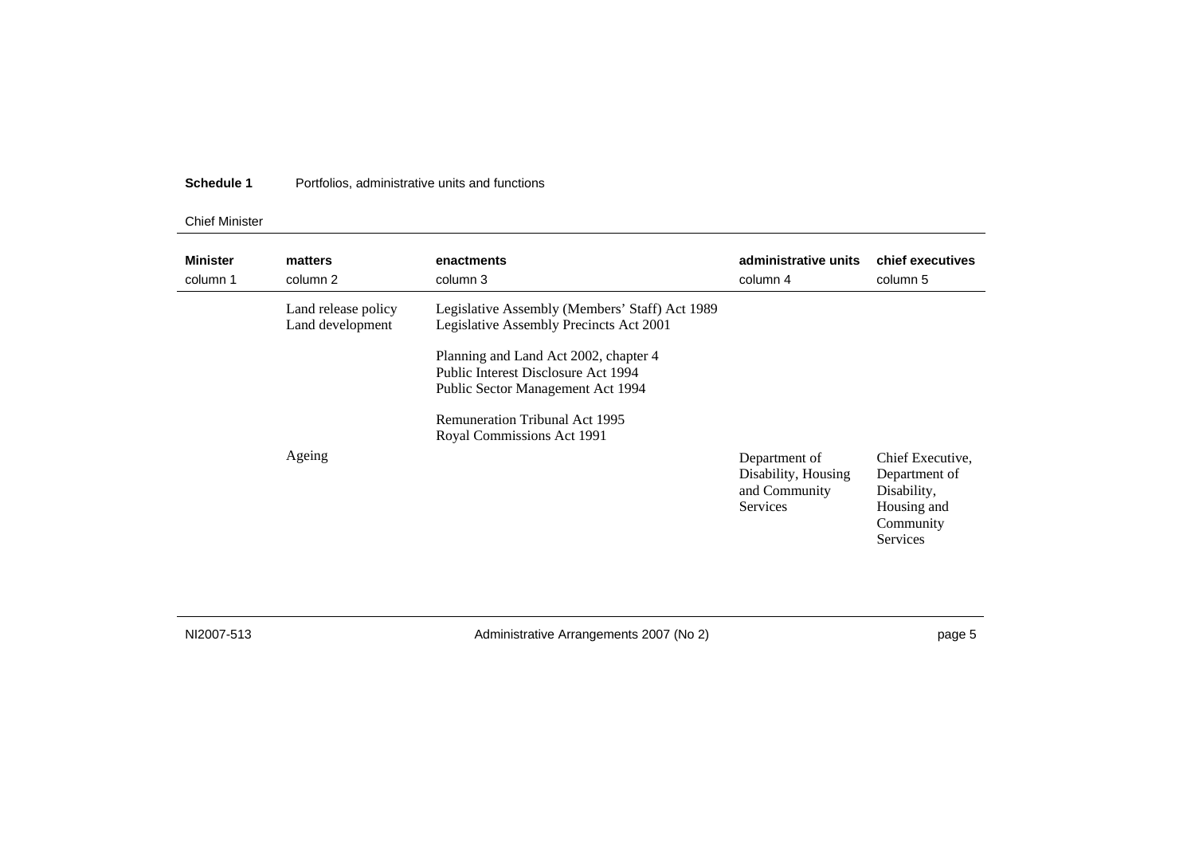**Schedule 1** Portfolios, administrative units and functions

Chief Minister

| **Minister** column 1 | **matters** column 2 | **enactments** column 3 | **administrative units** column 4 | **chief executives** column 5 |
|---|---|---|---|---|
| | Land release policy<br>Land development | Legislative Assembly (Members' Staff) Act 1989<br>Legislative Assembly Precincts Act 2001<br><br>Planning and Land Act 2002, chapter 4<br>Public Interest Disclosure Act 1994<br>Public Sector Management Act 1994<br><br>Remuneration Tribunal Act 1995<br>Royal Commissions Act 1991 | | |
| | Ageing | | Department of Disability, Housing and Community Services | Chief Executive, Department of Disability, Housing and Community Services |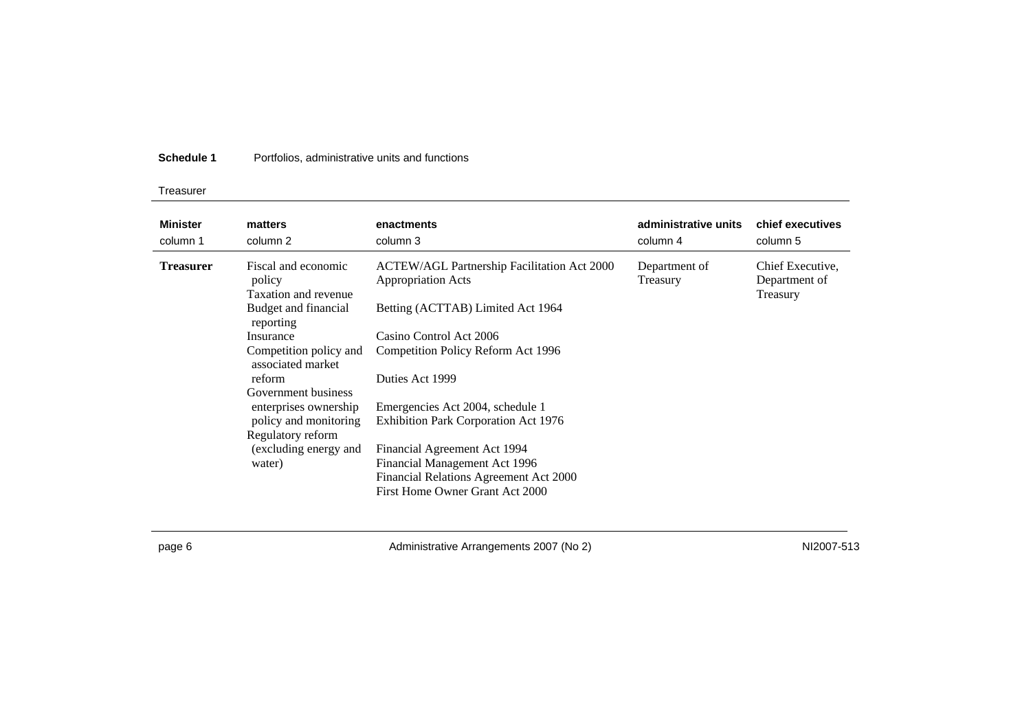**Schedule 1** Portfolios, administrative units and functions

Treasurer

| Minister<br>column 1 | matters<br>column 2 | enactments<br>column 3 | administrative units<br>column 4 | chief executives<br>column 5 |
|---|---|---|---|---|
| **Treasurer** | Fiscal and economic policy<br>Taxation and revenue<br>Budget and financial reporting<br>Insurance<br>Competition policy and associated market reform<br>Government business enterprises ownership policy and monitoring<br>Regulatory reform (excluding energy and water) | ACTEW/AGL Partnership Facilitation Act 2000<br>Appropriation Acts<br>Betting (ACTTAB) Limited Act 1964<br>Casino Control Act 2006<br>Competition Policy Reform Act 1996<br>Duties Act 1999<br>Emergencies Act 2004, schedule 1<br>Exhibition Park Corporation Act 1976<br>Financial Agreement Act 1994<br>Financial Management Act 1996<br>Financial Relations Agreement Act 2000<br>First Home Owner Grant Act 2000 | Department of Treasury | Chief Executive, Department of Treasury |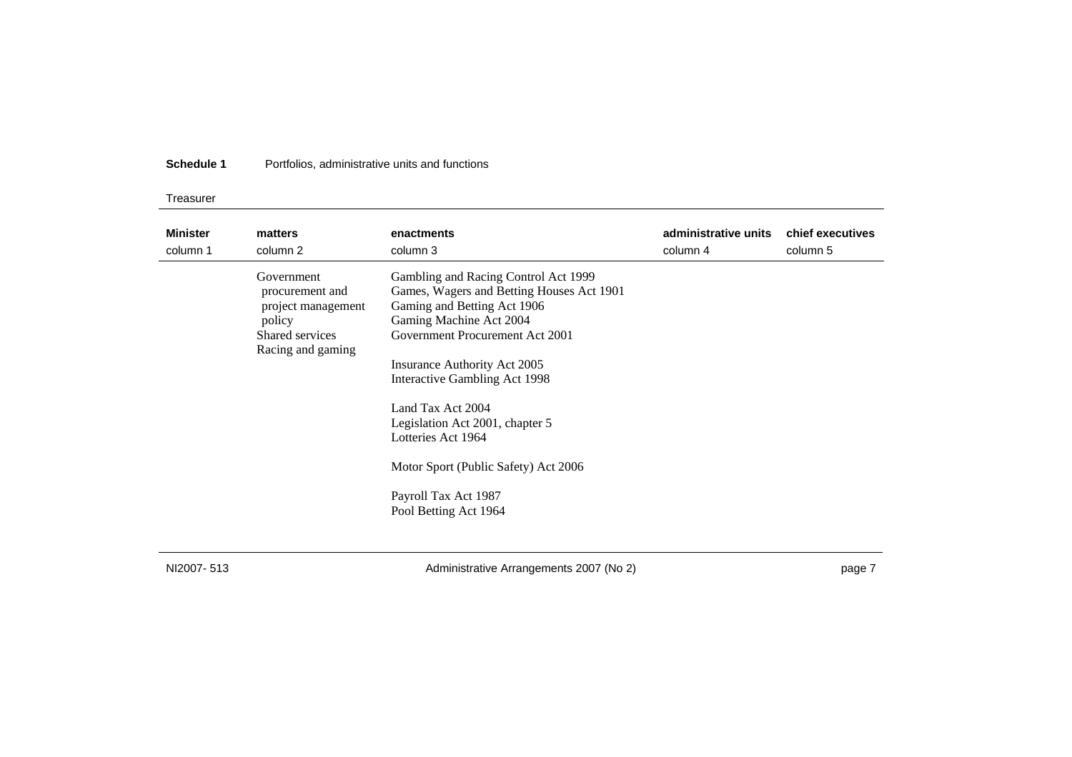**Schedule 1** Portfolios, administrative units and functions

Treasurer

| Minister<br>column 1 | matters<br>column 2 | enactments<br>column 3 | administrative units<br>column 4 | chief executives<br>column 5 |
|---|---|---|---|---|
| | Government procurement and project management policy<br>Shared services<br>Racing and gaming | Gambling and Racing Control Act 1999<br>Games, Wagers and Betting Houses Act 1901<br>Gaming and Betting Act 1906<br>Gaming Machine Act 2004<br>Government Procurement Act 2001<br><br>Insurance Authority Act 2005<br>Interactive Gambling Act 1998<br><br>Land Tax Act 2004<br>Legislation Act 2001, chapter 5<br>Lotteries Act 1964<br><br>Motor Sport (Public Safety) Act 2006<br><br>Payroll Tax Act 1987<br>Pool Betting Act 1964 | | |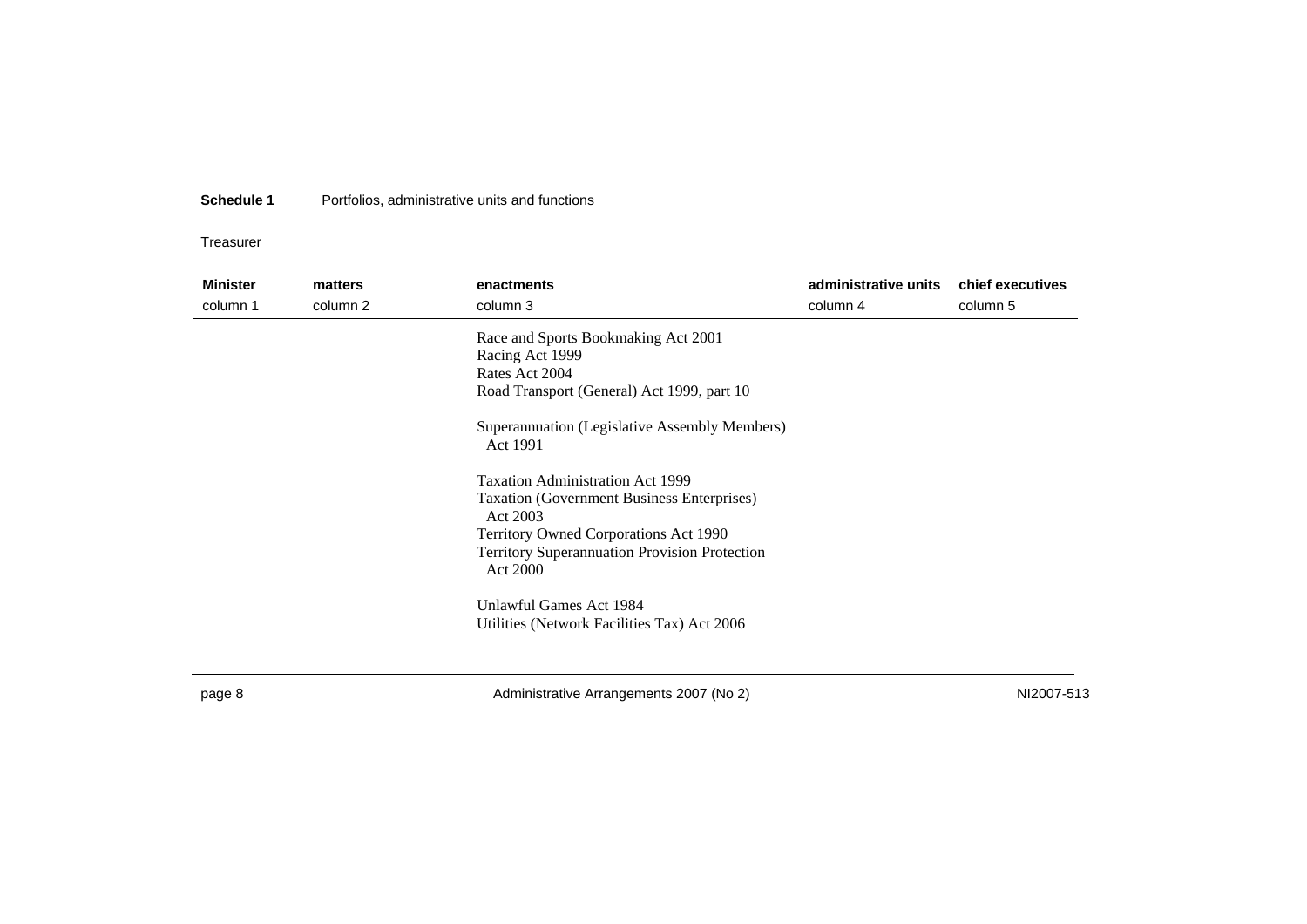**Schedule 1** Portfolios, administrative units and functions

Treasurer

| Minister<br>column 1 | matters<br>column 2 | enactments<br>column 3 | administrative units<br>column 4 | chief executives<br>column 5 |
|---|---|---|---|---|
| | | Race and Sports Bookmaking Act 2001<br>Racing Act 1999<br>Rates Act 2004<br>Road Transport (General) Act 1999, part 10<br><br>Superannuation (Legislative Assembly Members) Act 1991<br><br>Taxation Administration Act 1999<br>Taxation (Government Business Enterprises) Act 2003<br>Territory Owned Corporations Act 1990<br>Territory Superannuation Provision Protection Act 2000<br><br>Unlawful Games Act 1984<br>Utilities (Network Facilities Tax) Act 2006 | | |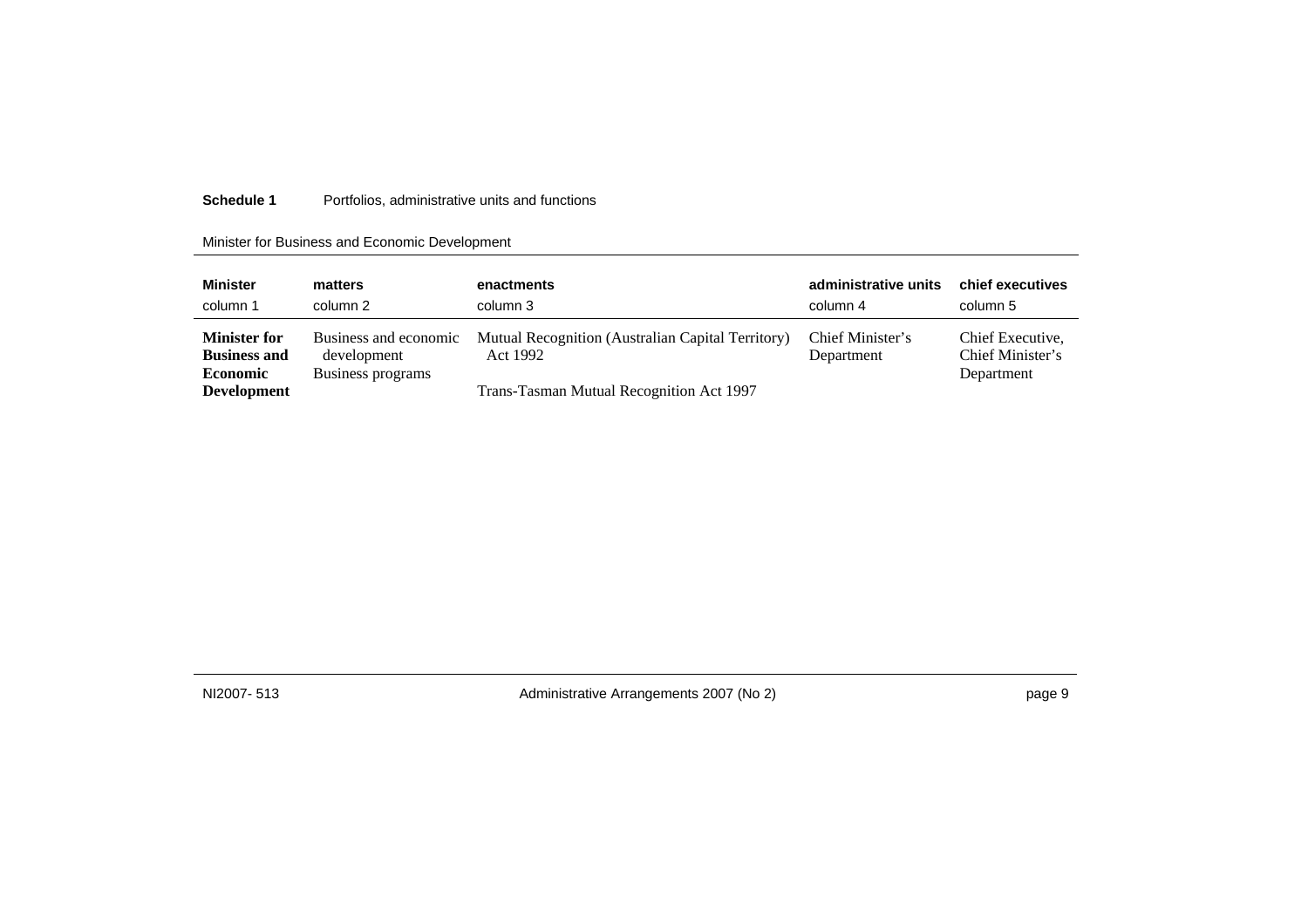**Schedule 1** Portfolios, administrative units and functions

Minister for Business and Economic Development

| Minister<br>column 1 | matters<br>column 2 | enactments<br>column 3 | administrative units<br>column 4 | chief executives<br>column 5 |
|---|---|---|---|---|
| **Minister for Business and Economic Development** | Business and economic development<br>Business programs | Mutual Recognition (Australian Capital Territory) Act 1992<br><br>Trans-Tasman Mutual Recognition Act 1997 | Chief Minister's Department | Chief Executive, Chief Minister's Department |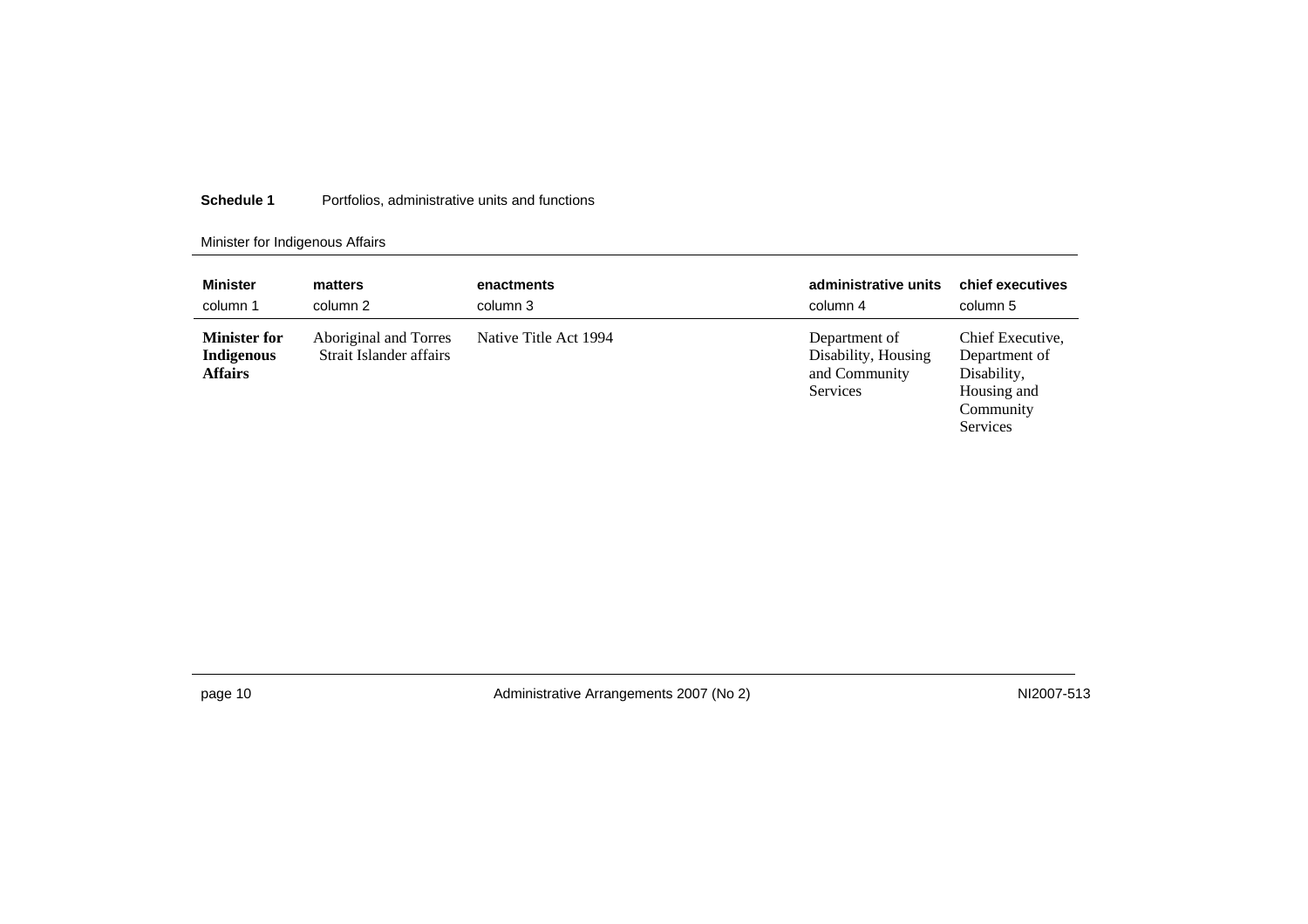Minister for Indigenous Affairs

| Minister<br>column 1 | matters<br>column 2 | enactments<br>column 3 | administrative units<br>column 4 | chief executives<br>column 5 |
|---|---|---|---|---|
| **Minister for Indigenous Affairs** | Aboriginal and Torres Strait Islander affairs | Native Title Act 1994 | Department of Disability, Housing and Community Services | Chief Executive, Department of Disability, Housing and Community Services |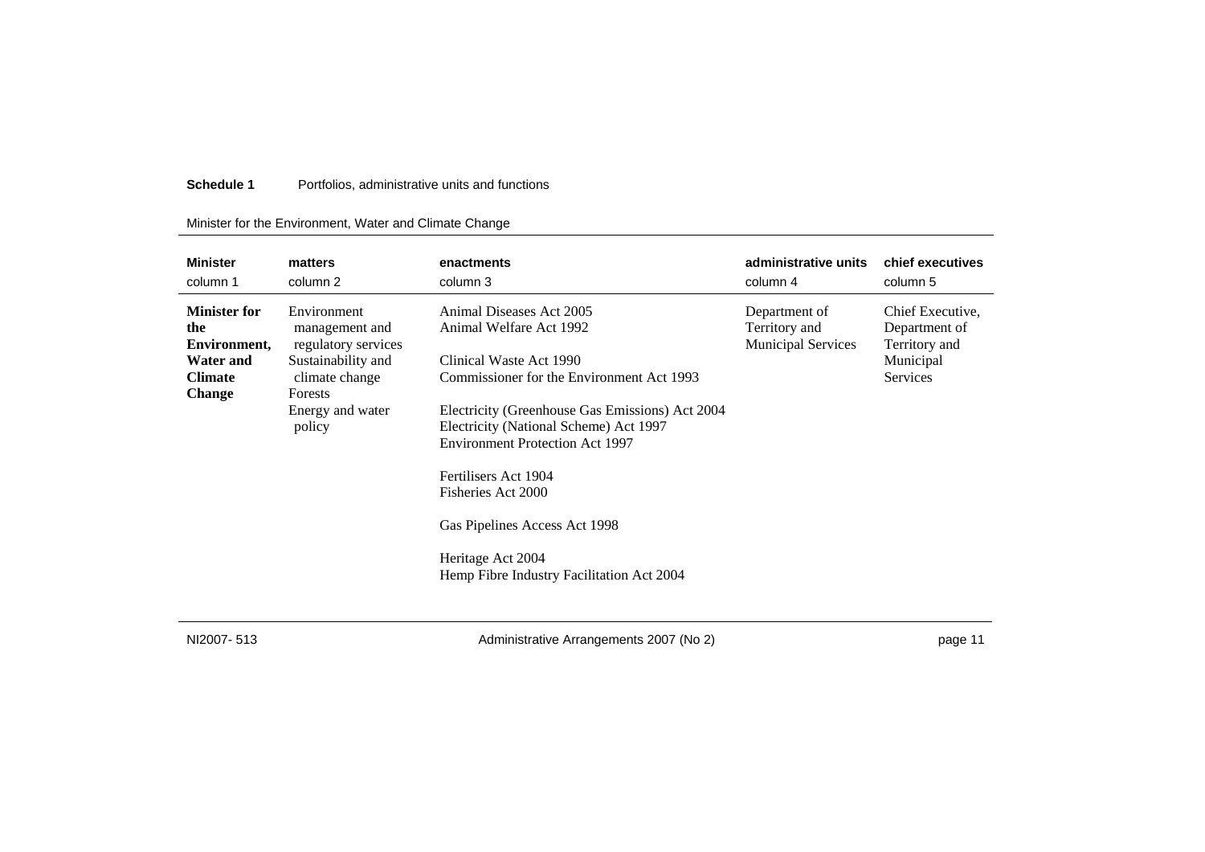**Schedule 1** Portfolios, administrative units and functions

Minister for the Environment, Water and Climate Change

| Minister<br>column 1 | matters<br>column 2 | enactments<br>column 3 | administrative units<br>column 4 | chief executives<br>column 5 |
|---|---|---|---|---|
| **Minister for the Environment, Water and Climate Change** | Environment management and regulatory services<br>Sustainability and climate change<br>Forests<br>Energy and water policy | Animal Diseases Act 2005<br>Animal Welfare Act 1992<br><br>Clinical Waste Act 1990<br>Commissioner for the Environment Act 1993<br><br>Electricity (Greenhouse Gas Emissions) Act 2004<br>Electricity (National Scheme) Act 1997<br>Environment Protection Act 1997<br><br>Fertilisers Act 1904<br>Fisheries Act 2000<br><br>Gas Pipelines Access Act 1998<br><br>Heritage Act 2004<br>Hemp Fibre Industry Facilitation Act 2004 | Department of Territory and Municipal Services | Chief Executive, Department of Territory and Municipal Services |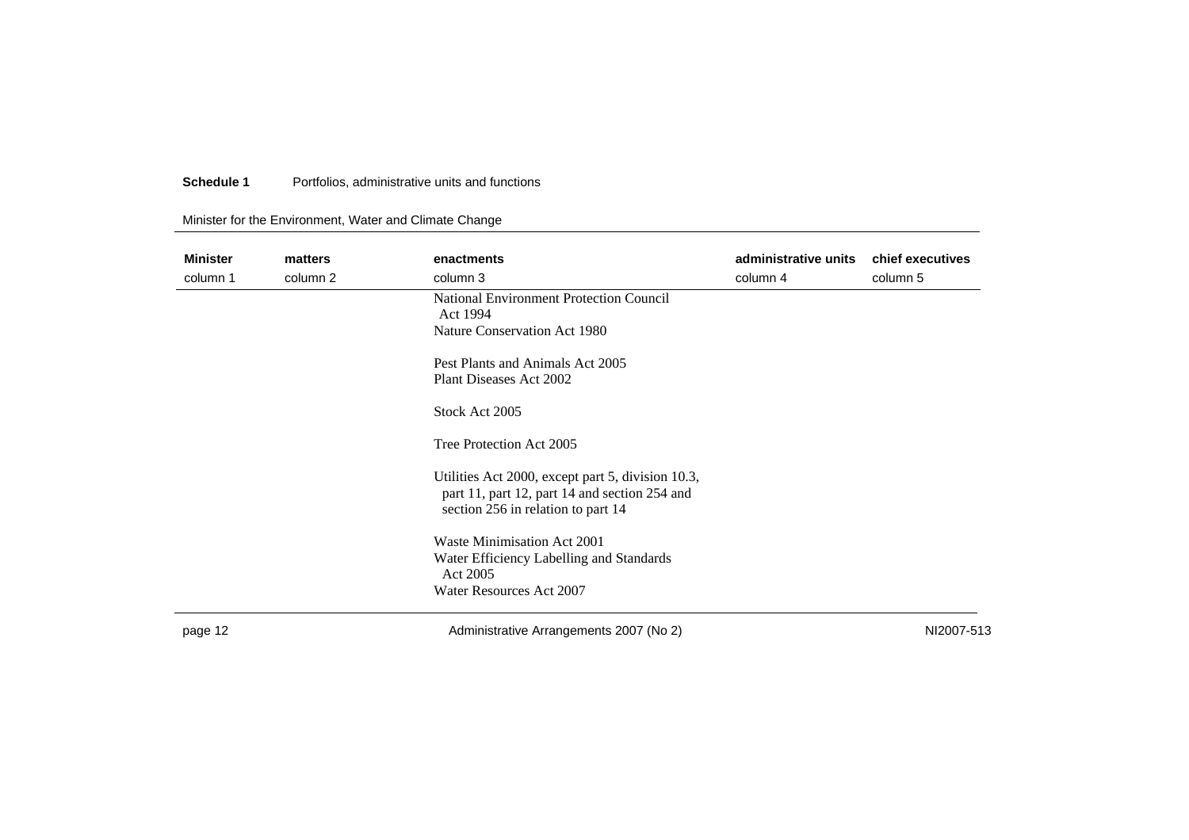**Schedule 1** Portfolios, administrative units and functions

Minister for the Environment, Water and Climate Change

| **Minister** column 1 | **matters** column 2 | **enactments** column 3 | **administrative units** column 4 | **chief executives** column 5 |
|---|---|---|---|---|
| | | National Environment Protection Council Act 1994 | | |
| | | Nature Conservation Act 1980 | | |
| | | Pest Plants and Animals Act 2005 | | |
| | | Plant Diseases Act 2002 | | |
| | | Stock Act 2005 | | |
| | | Tree Protection Act 2005 | | |
| | | Utilities Act 2000, except part 5, division 10.3, part 11, part 12, part 14 and section 254 and section 256 in relation to part 14 | | |
| | | Waste Minimisation Act 2001 | | |
| | | Water Efficiency Labelling and Standards Act 2005 | | |
| | | Water Resources Act 2007 | | |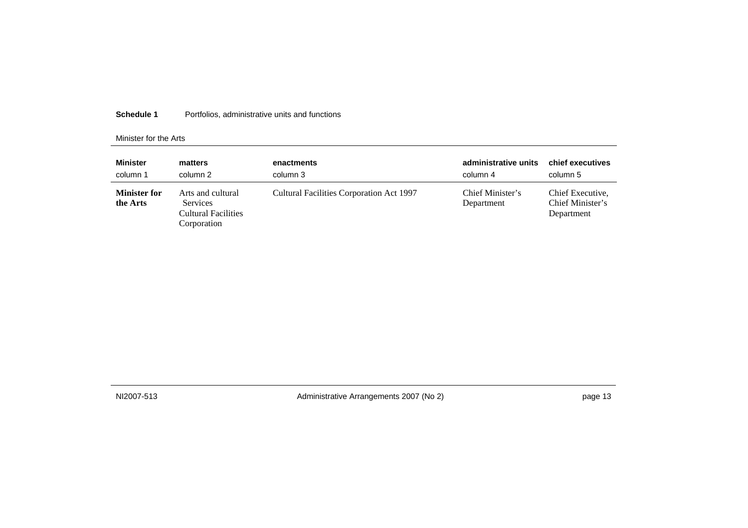**Schedule 1** Portfolios, administrative units and functions

Minister for the Arts

| Minister<br>column 1 | matters<br>column 2 | enactments<br>column 3 | administrative units<br>column 4 | chief executives<br>column 5 |
|---|---|---|---|---|
| **Minister for the Arts** | Arts and cultural Services<br>Cultural Facilities Corporation | Cultural Facilities Corporation Act 1997 | Chief Minister's Department | Chief Executive, Chief Minister's Department |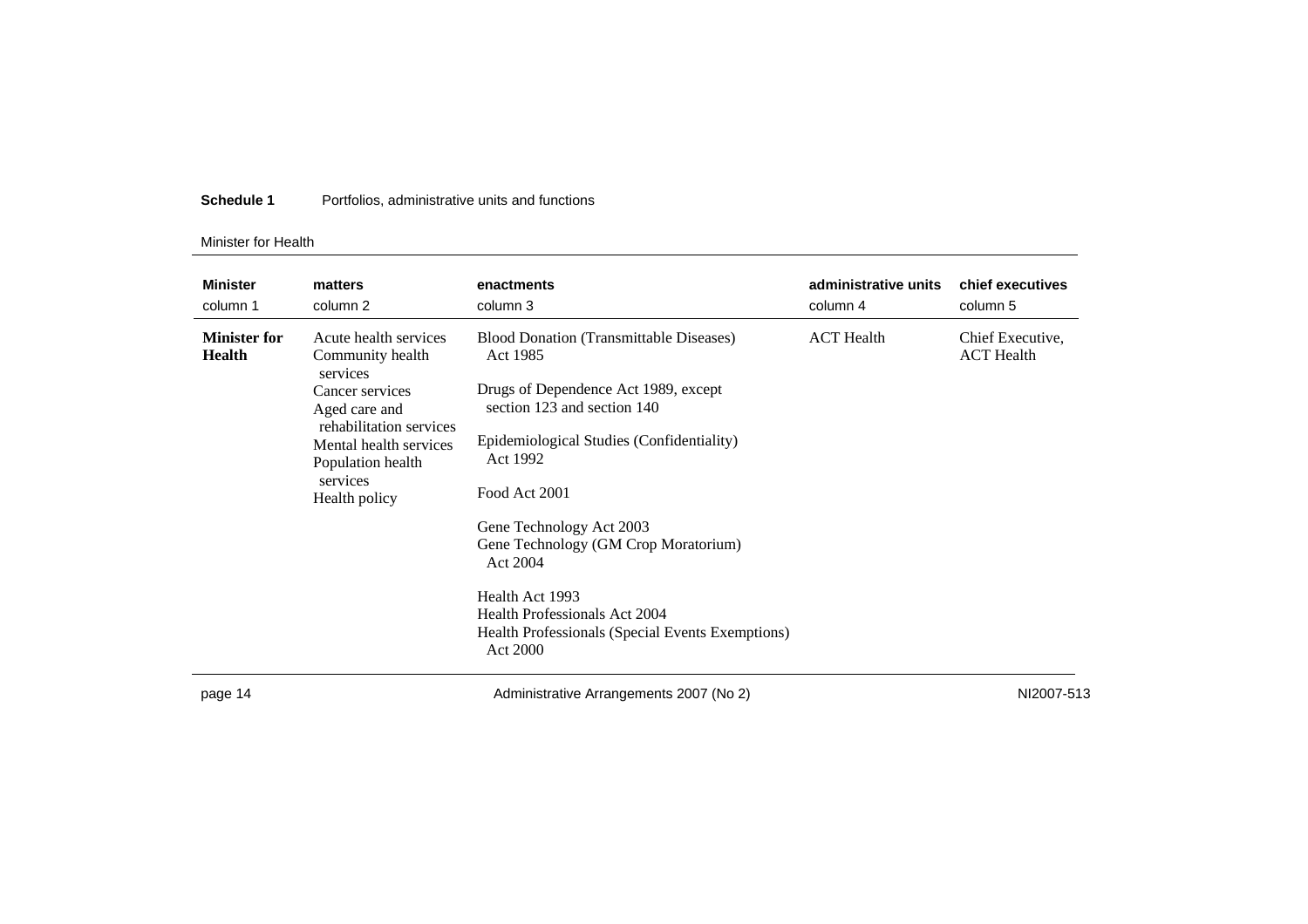**Schedule 1** Portfolios, administrative units and functions

Minister for Health

| Minister<br>column 1 | matters<br>column 2 | enactments<br>column 3 | administrative units<br>column 4 | chief executives<br>column 5 |
|---|---|---|---|---|
| **Minister for Health** | Acute health services<br>Community health services<br>Cancer services<br>Aged care and rehabilitation services<br>Mental health services<br>Population health services<br>Health policy | Blood Donation (Transmittable Diseases) Act 1985<br><br>Drugs of Dependence Act 1989, except section 123 and section 140<br><br>Epidemiological Studies (Confidentiality) Act 1992<br><br>Food Act 2001<br><br>Gene Technology Act 2003<br>Gene Technology (GM Crop Moratorium) Act 2004<br><br>Health Act 1993<br>Health Professionals Act 2004<br>Health Professionals (Special Events Exemptions) Act 2000 | ACT Health | Chief Executive, ACT Health |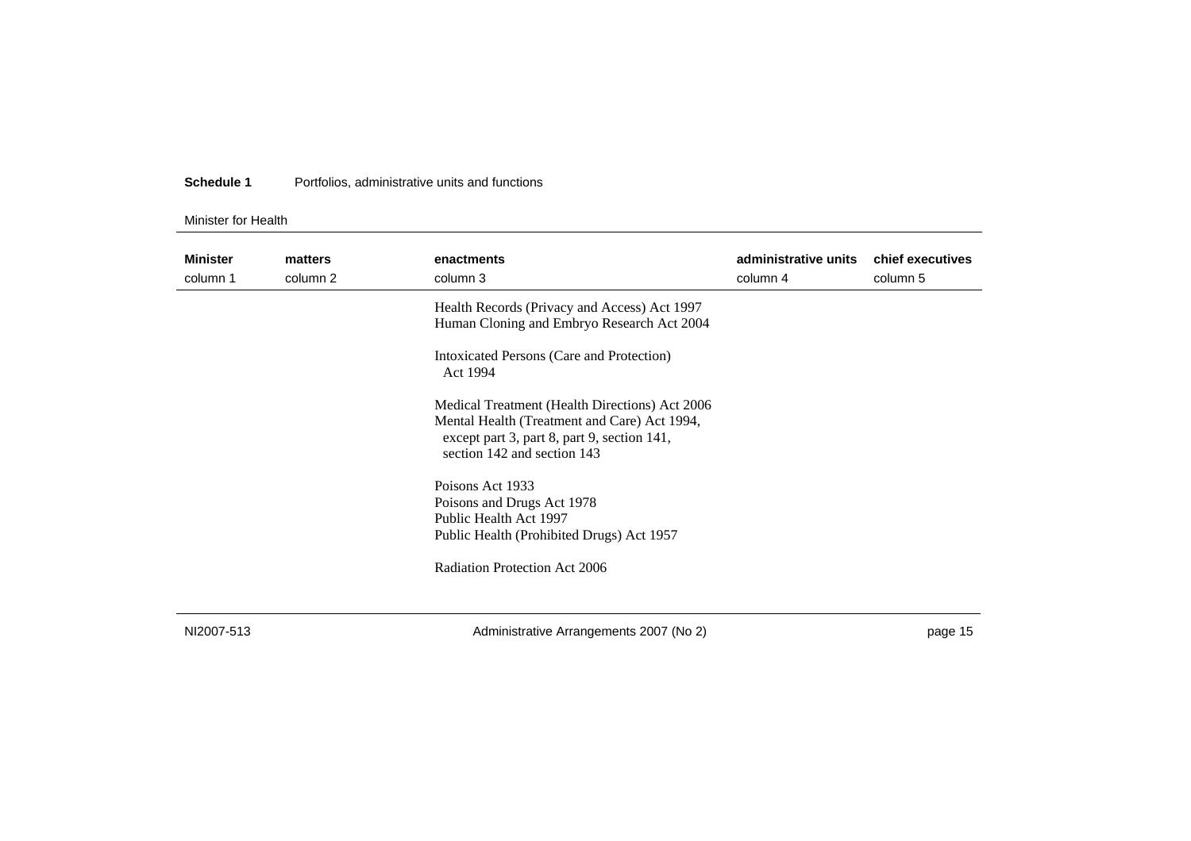**Schedule 1** Portfolios, administrative units and functions

Minister for Health

| Minister column 1 | matters column 2 | enactments column 3 | administrative units column 4 | chief executives column 5 |
|---|---|---|---|---|
| | | Health Records (Privacy and Access) Act 1997 | | |
| | | Human Cloning and Embryo Research Act 2004 | | |
| | | Intoxicated Persons (Care and Protection) Act 1994 | | |
| | | Medical Treatment (Health Directions) Act 2006 | | |
| | | Mental Health (Treatment and Care) Act 1994, except part 3, part 8, part 9, section 141, section 142 and section 143 | | |
| | | Poisons Act 1933 | | |
| | | Poisons and Drugs Act 1978 | | |
| | | Public Health Act 1997 | | |
| | | Public Health (Prohibited Drugs) Act 1957 | | |
| | | Radiation Protection Act 2006 | | |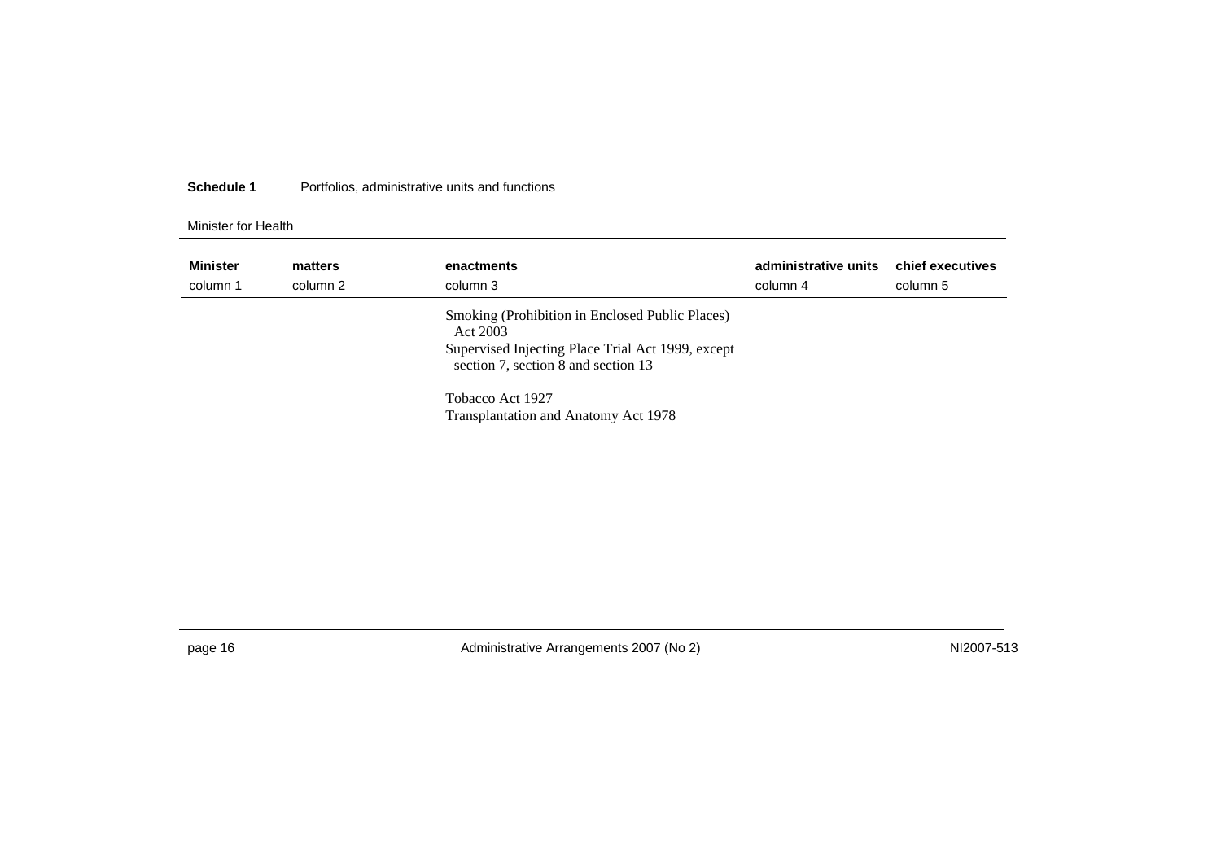**Schedule 1** Portfolios, administrative units and functions

Minister for Health

| **Minister** column 1 | **matters** column 2 | **enactments** column 3 | **administrative units** column 4 | **chief executives** column 5 |
|---|---|---|---|---|
| | | Smoking (Prohibition in Enclosed Public Places) Act 2003 | | |
| | | Supervised Injecting Place Trial Act 1999, except section 7, section 8 and section 13 | | |
| | | Tobacco Act 1927 | | |
| | | Transplantation and Anatomy Act 1978 | | |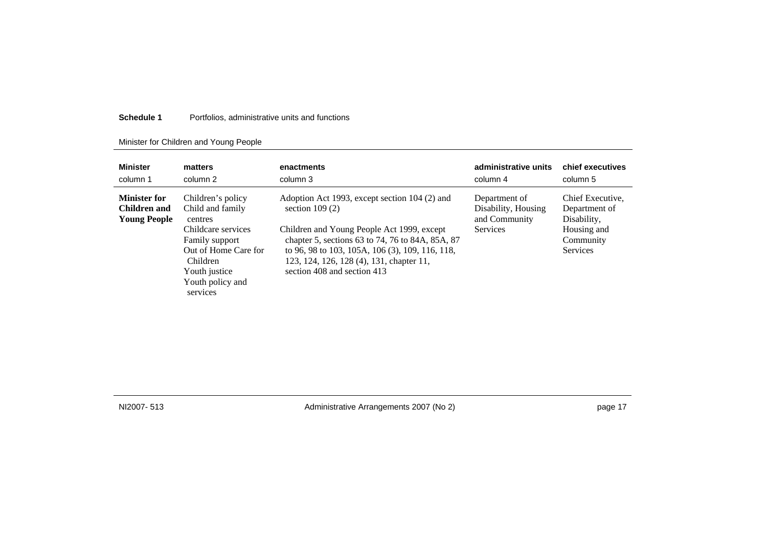**Schedule 1** Portfolios, administrative units and functions

Minister for Children and Young People

| **Minister**<br>column 1 | **matters**<br>column 2 | **enactments**<br>column 3 | **administrative units**<br>column 4 | **chief executives**<br>column 5 |
|---|---|---|---|---|
| **Minister for Children and Young People** | Children's policy<br>Child and family centres<br>Childcare services<br>Family support<br>Out of Home Care for Children<br>Youth justice<br>Youth policy and services | Adoption Act 1993, except section 104 (2) and section 109 (2)<br><br>Children and Young People Act 1999, except chapter 5, sections 63 to 74, 76 to 84A, 85A, 87 to 96, 98 to 103, 105A, 106 (3), 109, 116, 118, 123, 124, 126, 128 (4), 131, chapter 11, section 408 and section 413 | Department of Disability, Housing and Community Services | Chief Executive, Department of Disability, Housing and Community Services |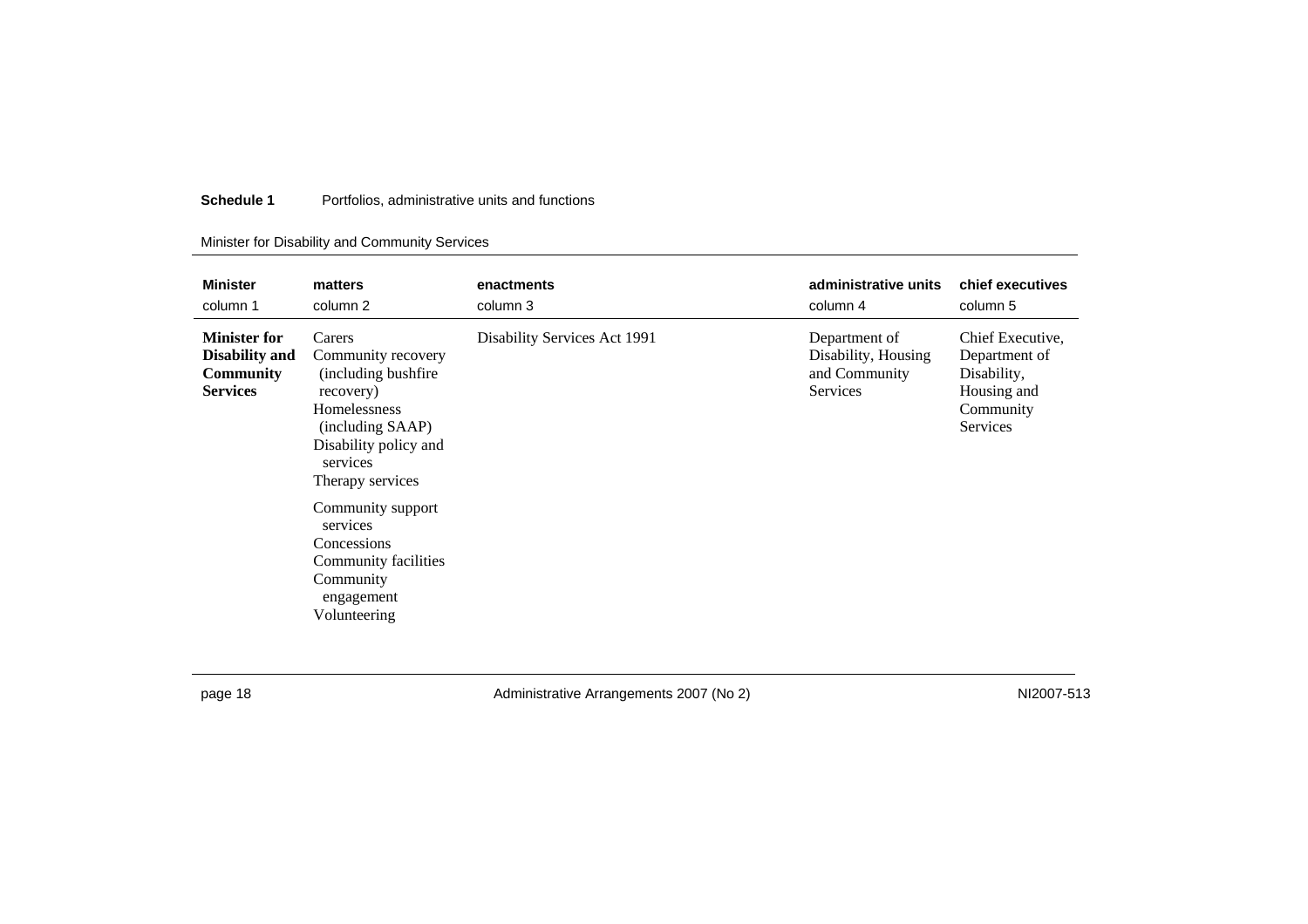**Schedule 1** Portfolios, administrative units and functions

Minister for Disability and Community Services

| **Minister**<br>column 1 | **matters**<br>column 2 | **enactments**<br>column 3 | **administrative units**<br>column 4 | **chief executives**<br>column 5 |
|---|---|---|---|---|
| **Minister for Disability and Community Services** | Carers<br>Community recovery (including bushfire recovery)<br>Homelessness (including SAAP)<br>Disability policy and services<br>Therapy services<br>Community support services<br>Concessions<br>Community facilities<br>Community engagement<br>Volunteering | Disability Services Act 1991 | Department of Disability, Housing and Community Services | Chief Executive, Department of Disability, Housing and Community Services |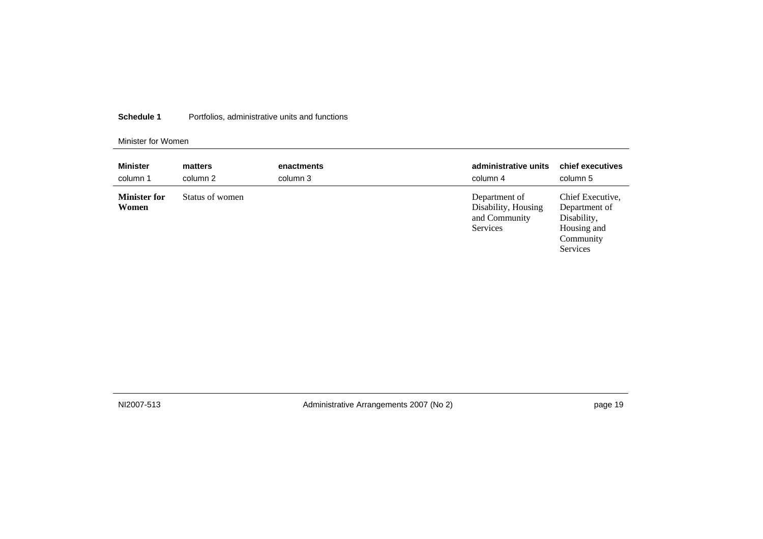**Schedule 1** Portfolios, administrative units and functions

Minister for Women

| Minister<br>column 1 | matters<br>column 2 | enactments<br>column 3 | administrative units<br>column 4 | chief executives<br>column 5 |
|---|---|---|---|---|
| **Minister for Women** | Status of women | | Department of Disability, Housing and Community Services | Chief Executive, Department of Disability, Housing and Community Services |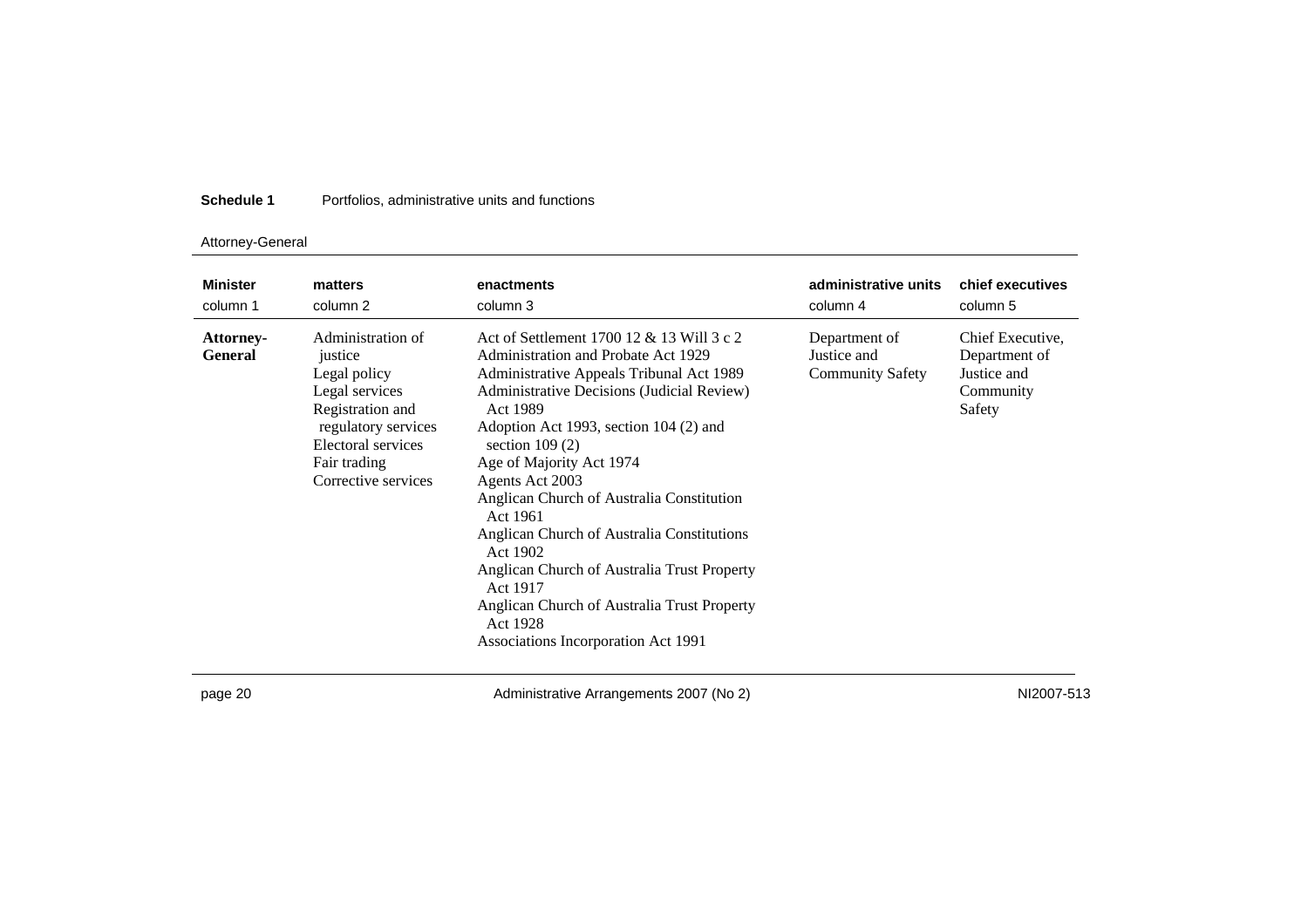**Schedule 1** Portfolios, administrative units and functions

Attorney-General

| **Minister**<br>column 1 | **matters**<br>column 2 | **enactments**<br>column 3 | **administrative units**<br>column 4 | **chief executives**<br>column 5 |
|---|---|---|---|---|
| **Attorney-General** | Administration of justice<br>Legal policy<br>Legal services<br>Registration and regulatory services<br>Electoral services<br>Fair trading<br>Corrective services | Act of Settlement 1700 12 & 13 Will 3 c 2<br>Administration and Probate Act 1929<br>Administrative Appeals Tribunal Act 1989<br>Administrative Decisions (Judicial Review) Act 1989<br>Adoption Act 1993, section 104 (2) and section 109 (2)<br>Age of Majority Act 1974<br>Agents Act 2003<br>Anglican Church of Australia Constitution Act 1961<br>Anglican Church of Australia Constitutions Act 1902<br>Anglican Church of Australia Trust Property Act 1917<br>Anglican Church of Australia Trust Property Act 1928<br>Associations Incorporation Act 1991 | Department of Justice and Community Safety | Chief Executive, Department of Justice and Community Safety |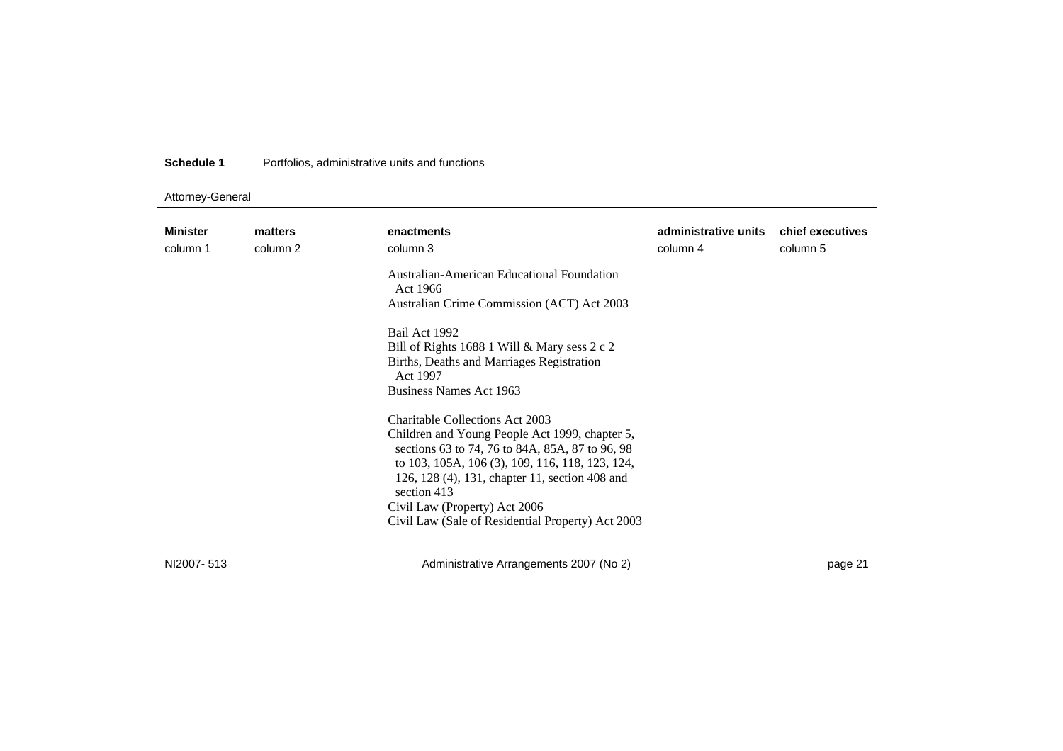**Schedule 1** Portfolios, administrative units and functions

Attorney-General

| **Minister** column 1 | **matters** column 2 | **enactments** column 3 | **administrative units** column 4 | **chief executives** column 5 |
|---|---|---|---|---|
| | | Australian-American Educational Foundation Act 1966 | | |
| | | Australian Crime Commission (ACT) Act 2003 | | |
| | | Bail Act 1992 | | |
| | | Bill of Rights 1688 1 Will & Mary sess 2 c 2 | | |
| | | Births, Deaths and Marriages Registration Act 1997 | | |
| | | Business Names Act 1963 | | |
| | | Charitable Collections Act 2003 | | |
| | | Children and Young People Act 1999, chapter 5, sections 63 to 74, 76 to 84A, 85A, 87 to 96, 98 to 103, 105A, 106 (3), 109, 116, 118, 123, 124, 126, 128 (4), 131, chapter 11, section 408 and section 413 | | |
| | | Civil Law (Property) Act 2006 | | |
| | | Civil Law (Sale of Residential Property) Act 2003 | | |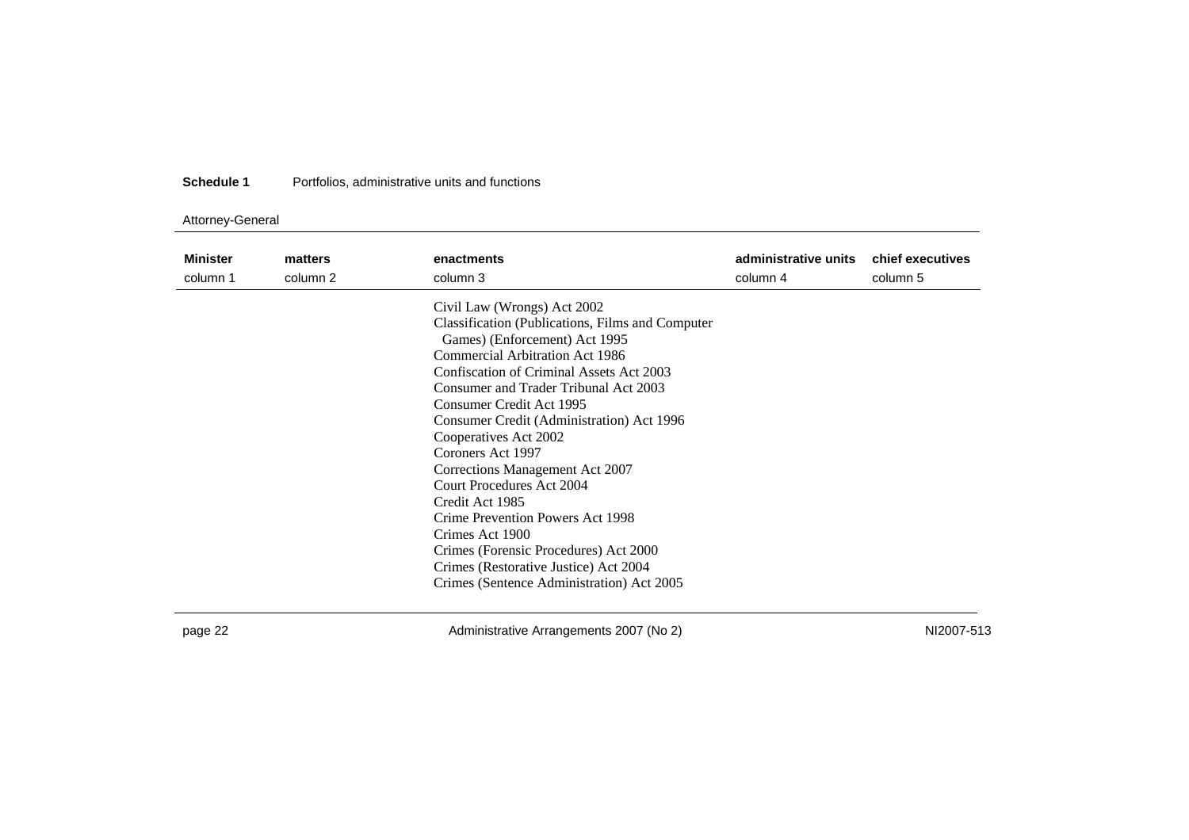**Schedule 1** Portfolios, administrative units and functions

Attorney-General

| **Minister** column 1 | **matters** column 2 | **enactments** column 3 | **administrative units** column 4 | **chief executives** column 5 |
|---|---|---|---|---|
| | | Civil Law (Wrongs) Act 2002<br>Classification (Publications, Films and Computer Games) (Enforcement) Act 1995<br>Commercial Arbitration Act 1986<br>Confiscation of Criminal Assets Act 2003<br>Consumer and Trader Tribunal Act 2003<br>Consumer Credit Act 1995<br>Consumer Credit (Administration) Act 1996<br>Cooperatives Act 2002<br>Coroners Act 1997<br>Corrections Management Act 2007<br>Court Procedures Act 2004<br>Credit Act 1985<br>Crime Prevention Powers Act 1998<br>Crimes Act 1900<br>Crimes (Forensic Procedures) Act 2000<br>Crimes (Restorative Justice) Act 2004<br>Crimes (Sentence Administration) Act 2005 | | |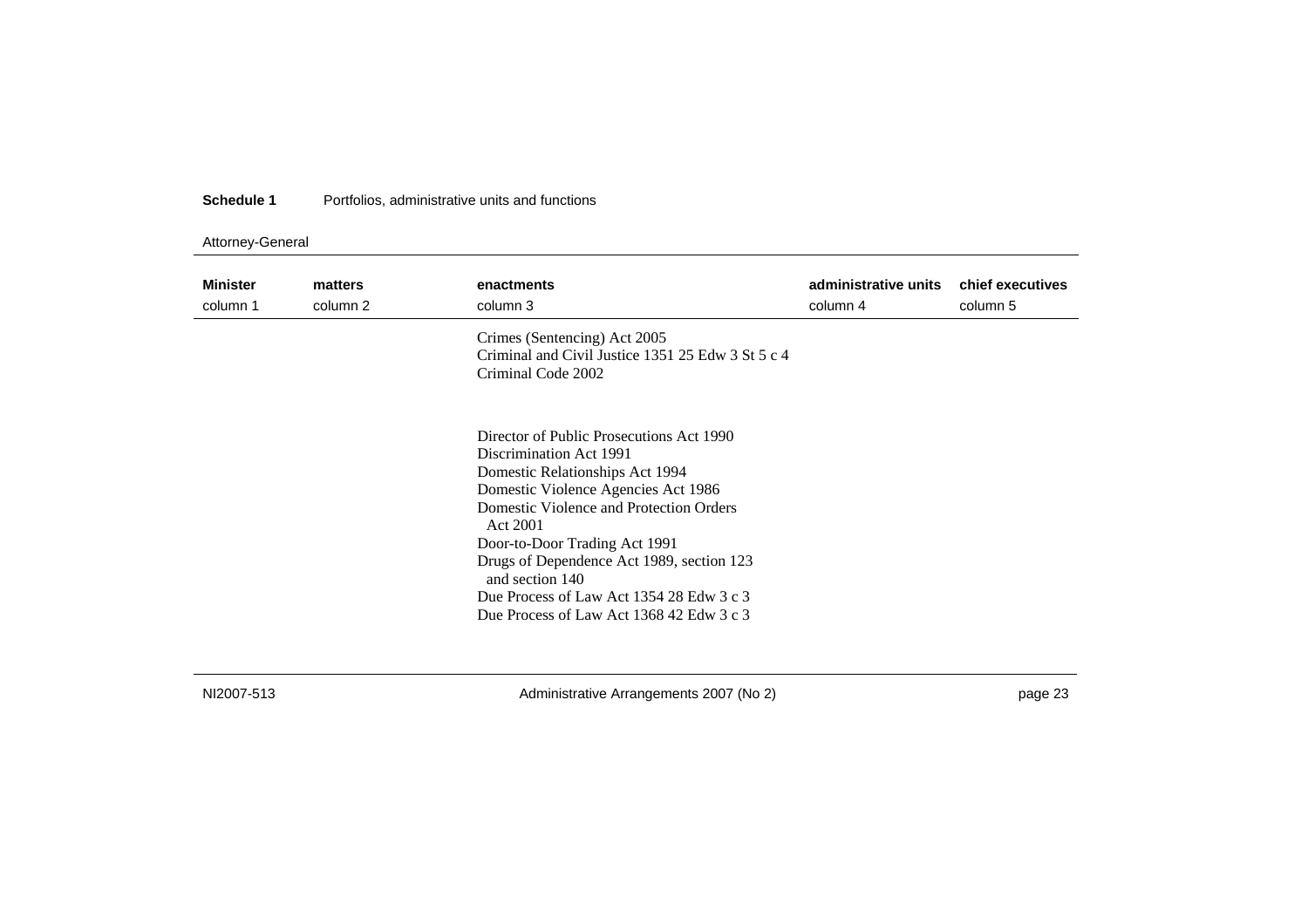**Schedule 1** Portfolios, administrative units and functions

Attorney-General

| **Minister** column 1 | **matters** column 2 | **enactments** column 3 | **administrative units** column 4 | **chief executives** column 5 |
|---|---|---|---|---|
| | | Crimes (Sentencing) Act 2005 | | |
| | | Criminal and Civil Justice 1351 25 Edw 3 St 5 c 4 | | |
| | | Criminal Code 2002 | | |
| | | Director of Public Prosecutions Act 1990 | | |
| | | Discrimination Act 1991 | | |
| | | Domestic Relationships Act 1994 | | |
| | | Domestic Violence Agencies Act 1986 | | |
| | | Domestic Violence and Protection Orders Act 2001 | | |
| | | Door-to-Door Trading Act 1991 | | |
| | | Drugs of Dependence Act 1989, section 123 and section 140 | | |
| | | Due Process of Law Act 1354 28 Edw 3 c 3 | | |
| | | Due Process of Law Act 1368 42 Edw 3 c 3 | | |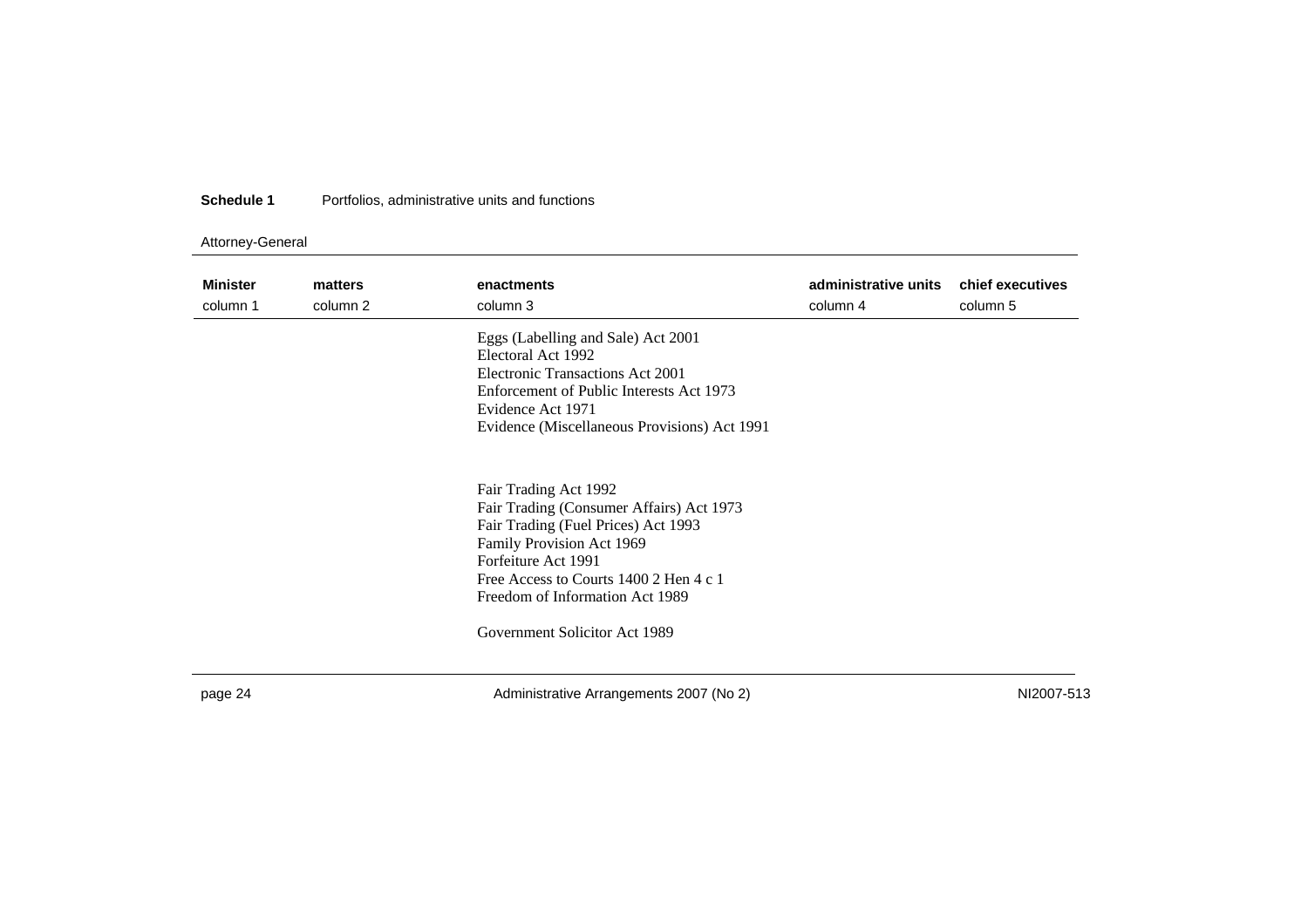**Schedule 1** Portfolios, administrative units and functions

Attorney-General

| Minister<br>column 1 | matters<br>column 2 | enactments<br>column 3 | administrative units<br>column 4 | chief executives<br>column 5 |
|---|---|---|---|---|
| | | Eggs (Labelling and Sale) Act 2001<br>Electoral Act 1992<br>Electronic Transactions Act 2001<br>Enforcement of Public Interests Act 1973<br>Evidence Act 1971<br>Evidence (Miscellaneous Provisions) Act 1991 | | |
| | | Fair Trading Act 1992<br>Fair Trading (Consumer Affairs) Act 1973<br>Fair Trading (Fuel Prices) Act 1993<br>Family Provision Act 1969<br>Forfeiture Act 1991<br>Free Access to Courts 1400 2 Hen 4 c 1<br>Freedom of Information Act 1989 | | |
| | | Government Solicitor Act 1989 | | |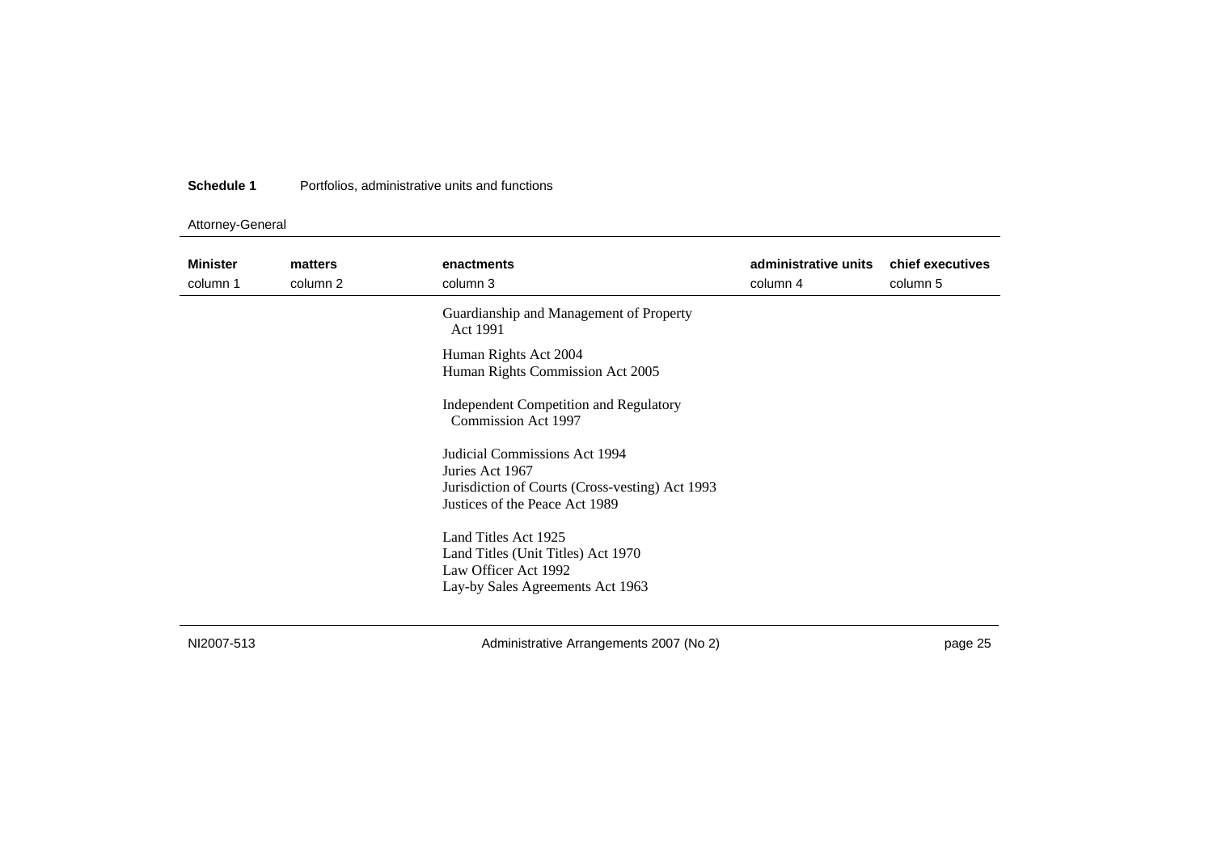**Schedule 1** Portfolios, administrative units and functions

Attorney-General

| Minister<br>column 1 | matters<br>column 2 | enactments<br>column 3 | administrative units<br>column 4 | chief executives<br>column 5 |
|---|---|---|---|---|
| | | Guardianship and Management of Property Act 1991 | | |
| | | Human Rights Act 2004 | | |
| | | Human Rights Commission Act 2005 | | |
| | | Independent Competition and Regulatory Commission Act 1997 | | |
| | | Judicial Commissions Act 1994 | | |
| | | Juries Act 1967 | | |
| | | Jurisdiction of Courts (Cross-vesting) Act 1993 | | |
| | | Justices of the Peace Act 1989 | | |
| | | Land Titles Act 1925 | | |
| | | Land Titles (Unit Titles) Act 1970 | | |
| | | Law Officer Act 1992 | | |
| | | Lay-by Sales Agreements Act 1963 | | |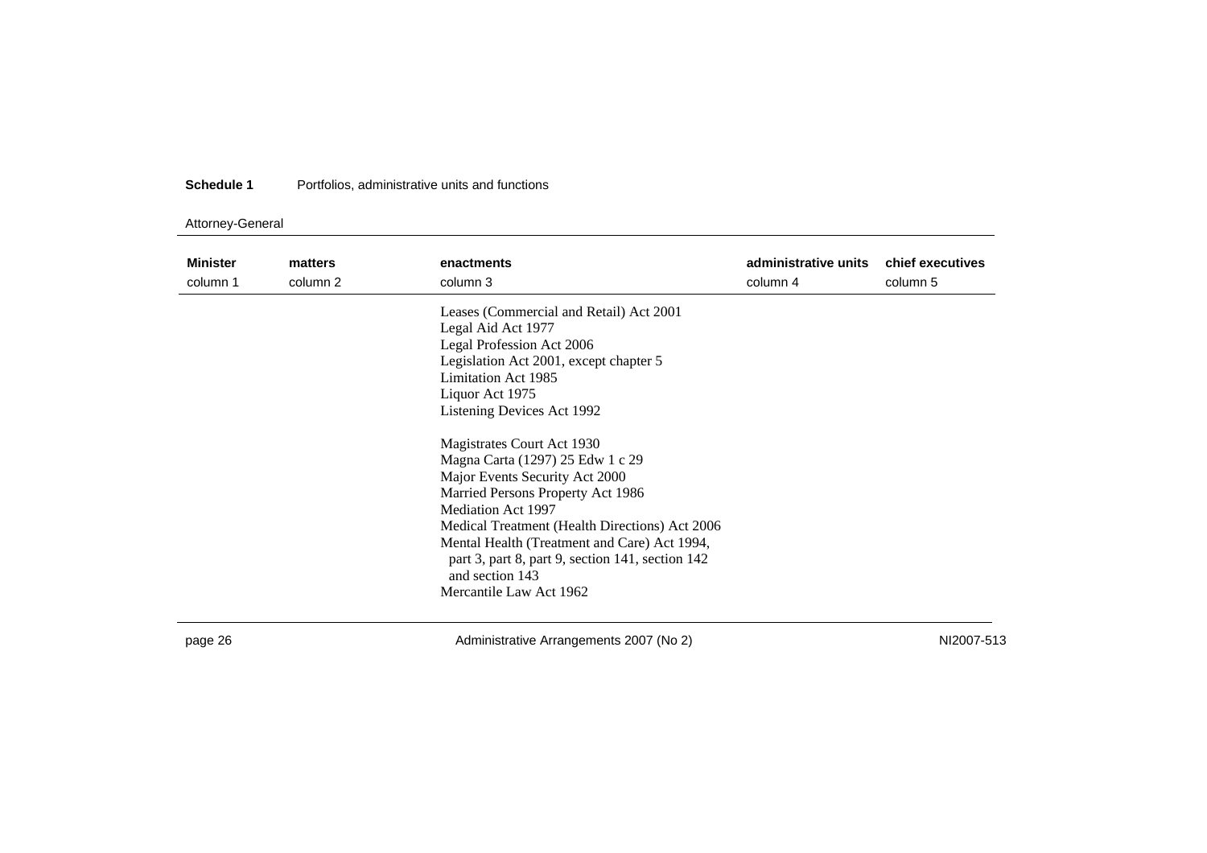**Schedule 1** Portfolios, administrative units and functions

Attorney-General

| Minister column 1 | matters column 2 | enactments column 3 | administrative units column 4 | chief executives column 5 |
|---|---|---|---|---|
| | | Leases (Commercial and Retail) Act 2001<br>Legal Aid Act 1977<br>Legal Profession Act 2006<br>Legislation Act 2001, except chapter 5<br>Limitation Act 1985<br>Liquor Act 1975<br>Listening Devices Act 1992<br><br>Magistrates Court Act 1930<br>Magna Carta (1297) 25 Edw 1 c 29<br>Major Events Security Act 2000<br>Married Persons Property Act 1986<br>Mediation Act 1997<br>Medical Treatment (Health Directions) Act 2006<br>Mental Health (Treatment and Care) Act 1994, part 3, part 8, part 9, section 141, section 142 and section 143<br>Mercantile Law Act 1962 | | |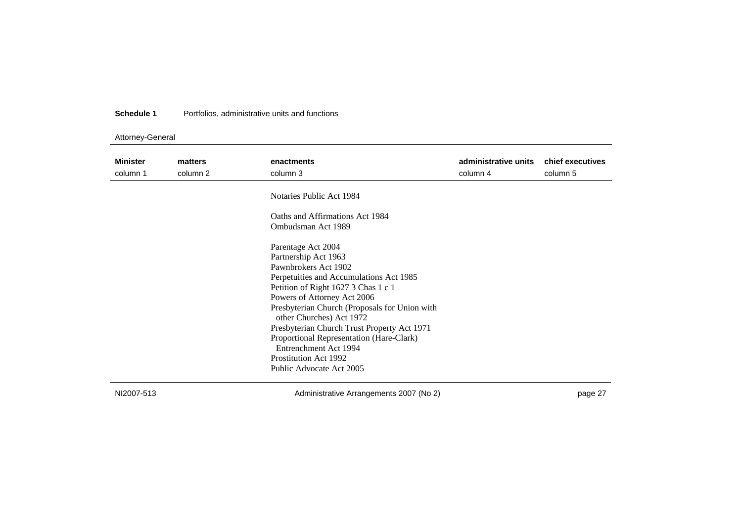**Schedule 1** Portfolios, administrative units and functions

Attorney-General

| Minister<br>column 1 | matters<br>column 2 | enactments<br>column 3 | administrative units<br>column 4 | chief executives<br>column 5 |
|---|---|---|---|---|
| | | Notaries Public Act 1984 | | |
| | | Oaths and Affirmations Act 1984 | | |
| | | Ombudsman Act 1989 | | |
| | | Parentage Act 2004 | | |
| | | Partnership Act 1963 | | |
| | | Pawnbrokers Act 1902 | | |
| | | Perpetuities and Accumulations Act 1985 | | |
| | | Petition of Right 1627 3 Chas 1 c 1 | | |
| | | Powers of Attorney Act 2006 | | |
| | | Presbyterian Church (Proposals for Union with other Churches) Act 1972 | | |
| | | Presbyterian Church Trust Property Act 1971 | | |
| | | Proportional Representation (Hare-Clark) Entrenchment Act 1994 | | |
| | | Prostitution Act 1992 | | |
| | | Public Advocate Act 2005 | | |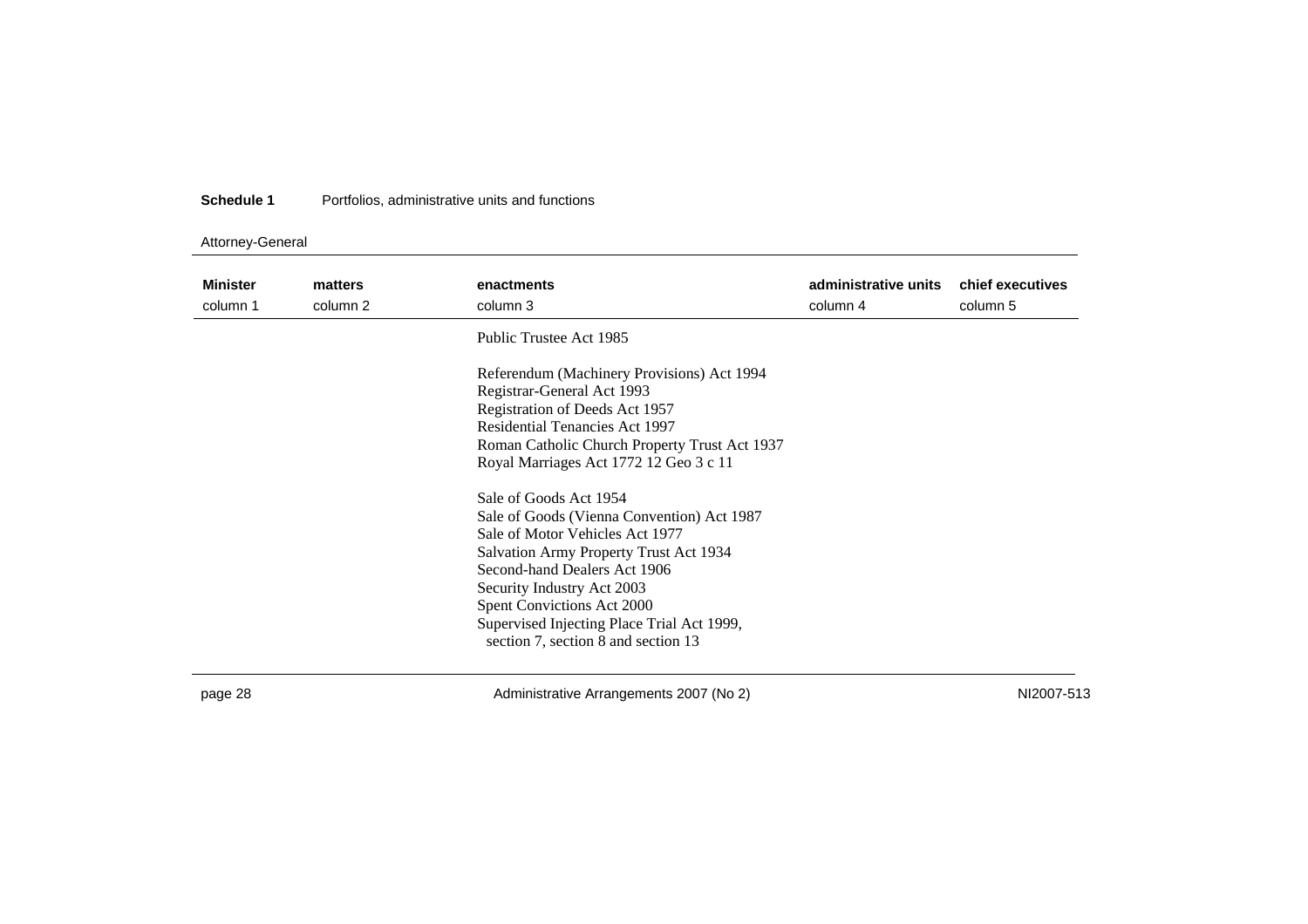**Schedule 1** Portfolios, administrative units and functions

Attorney-General

| **Minister** column 1 | **matters** column 2 | **enactments** column 3 | **administrative units** column 4 | **chief executives** column 5 |
|---|---|---|---|---|
| | | Public Trustee Act 1985 | | |
| | | Referendum (Machinery Provisions) Act 1994 | | |
| | | Registrar-General Act 1993 | | |
| | | Registration of Deeds Act 1957 | | |
| | | Residential Tenancies Act 1997 | | |
| | | Roman Catholic Church Property Trust Act 1937 | | |
| | | Royal Marriages Act 1772 12 Geo 3 c 11 | | |
| | | Sale of Goods Act 1954 | | |
| | | Sale of Goods (Vienna Convention) Act 1987 | | |
| | | Sale of Motor Vehicles Act 1977 | | |
| | | Salvation Army Property Trust Act 1934 | | |
| | | Second-hand Dealers Act 1906 | | |
| | | Security Industry Act 2003 | | |
| | | Spent Convictions Act 2000 | | |
| | | Supervised Injecting Place Trial Act 1999, section 7, section 8 and section 13 | | |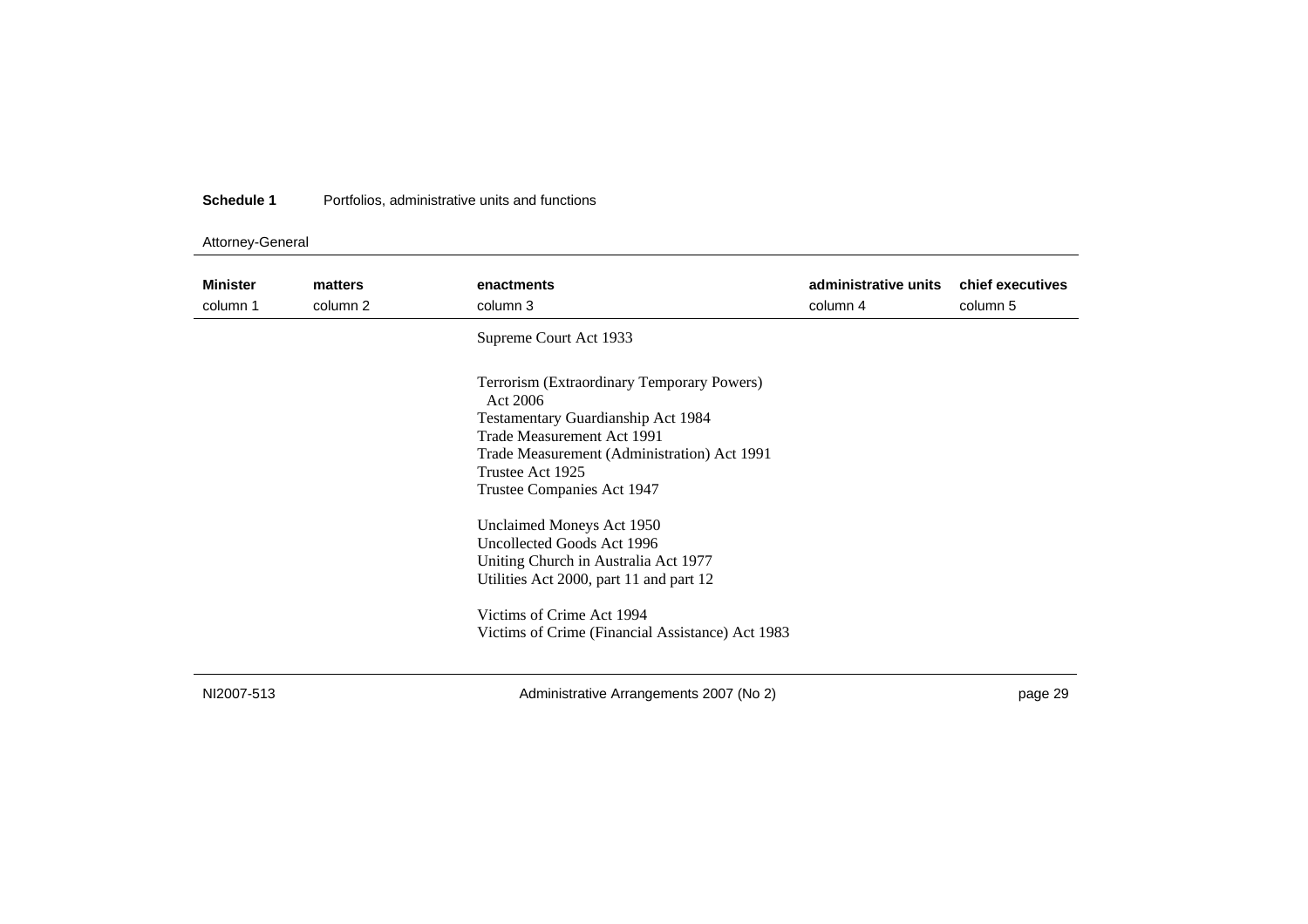**Schedule 1** Portfolios, administrative units and functions

Attorney-General

| **Minister** column 1 | **matters** column 2 | **enactments** column 3 | **administrative units** column 4 | **chief executives** column 5 |
|---|---|---|---|---|
| | | Supreme Court Act 1933 | | |
| | | Terrorism (Extraordinary Temporary Powers) Act 2006 | | |
| | | Testamentary Guardianship Act 1984 | | |
| | | Trade Measurement Act 1991 | | |
| | | Trade Measurement (Administration) Act 1991 | | |
| | | Trustee Act 1925 | | |
| | | Trustee Companies Act 1947 | | |
| | | Unclaimed Moneys Act 1950 | | |
| | | Uncollected Goods Act 1996 | | |
| | | Uniting Church in Australia Act 1977 | | |
| | | Utilities Act 2000, part 11 and part 12 | | |
| | | Victims of Crime Act 1994 | | |
| | | Victims of Crime (Financial Assistance) Act 1983 | | |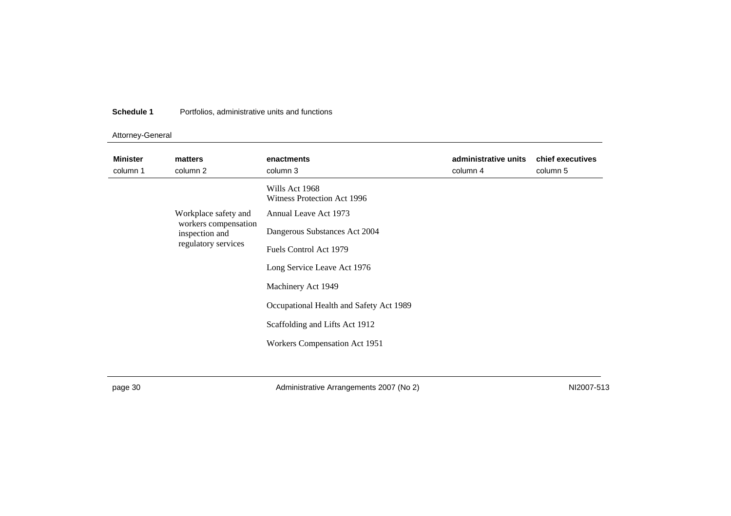**Schedule 1** Portfolios, administrative units and functions

Attorney-General

| Minister<br>column 1 | matters<br>column 2 | enactments<br>column 3 | administrative units<br>column 4 | chief executives<br>column 5 |
|---|---|---|---|---|
| | | Wills Act 1968<br>Witness Protection Act 1996 | | |
| | Workplace safety and workers compensation inspection and regulatory services | Annual Leave Act 1973 | | |
| | | Dangerous Substances Act 2004 | | |
| | | Fuels Control Act 1979 | | |
| | | Long Service Leave Act 1976 | | |
| | | Machinery Act 1949 | | |
| | | Occupational Health and Safety Act 1989 | | |
| | | Scaffolding and Lifts Act 1912 | | |
| | | Workers Compensation Act 1951 | | |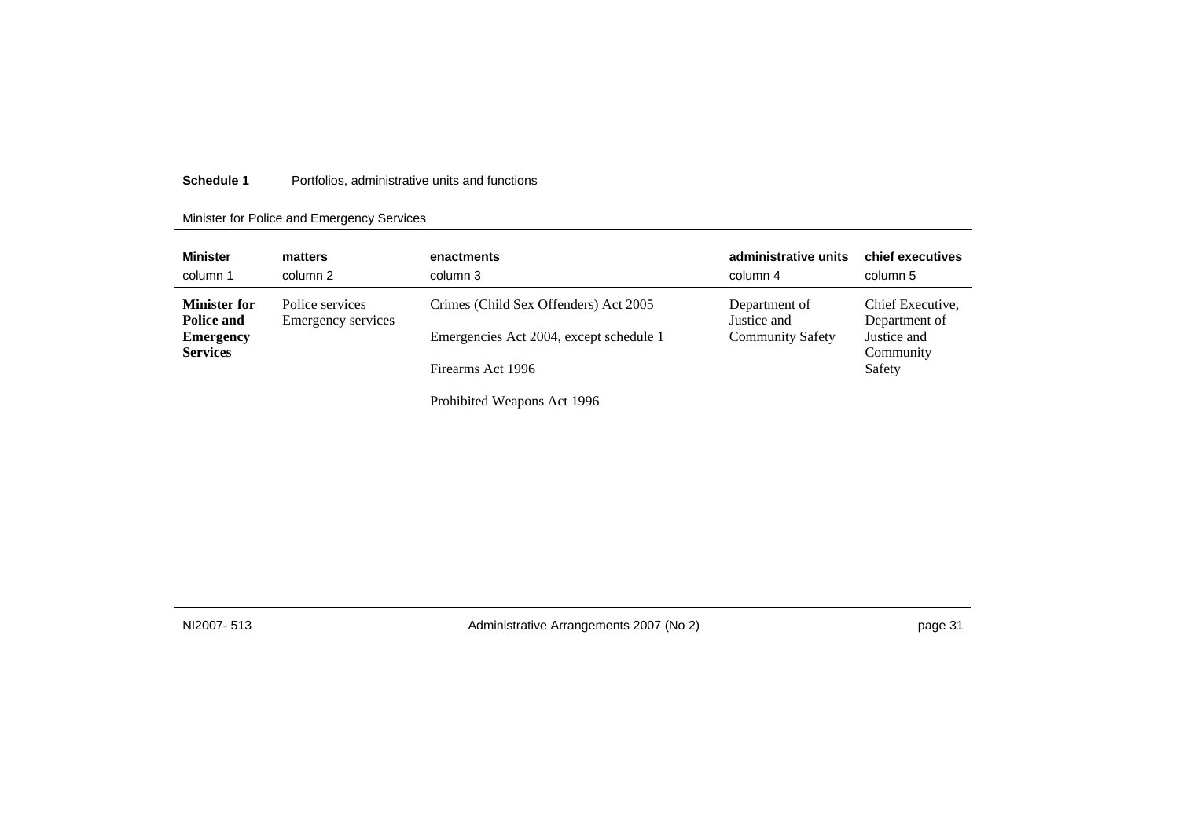**Schedule 1** Portfolios, administrative units and functions

Minister for Police and Emergency Services

| **Minister**<br>column 1 | **matters**<br>column 2 | **enactments**<br>column 3 | **administrative units**<br>column 4 | **chief executives**<br>column 5 |
|---|---|---|---|---|
| **Minister for Police and Emergency Services** | Police services<br>Emergency services | Crimes (Child Sex Offenders) Act 2005<br><br>Emergencies Act 2004, except schedule 1<br><br>Firearms Act 1996<br><br>Prohibited Weapons Act 1996 | Department of Justice and Community Safety | Chief Executive, Department of Justice and Community Safety |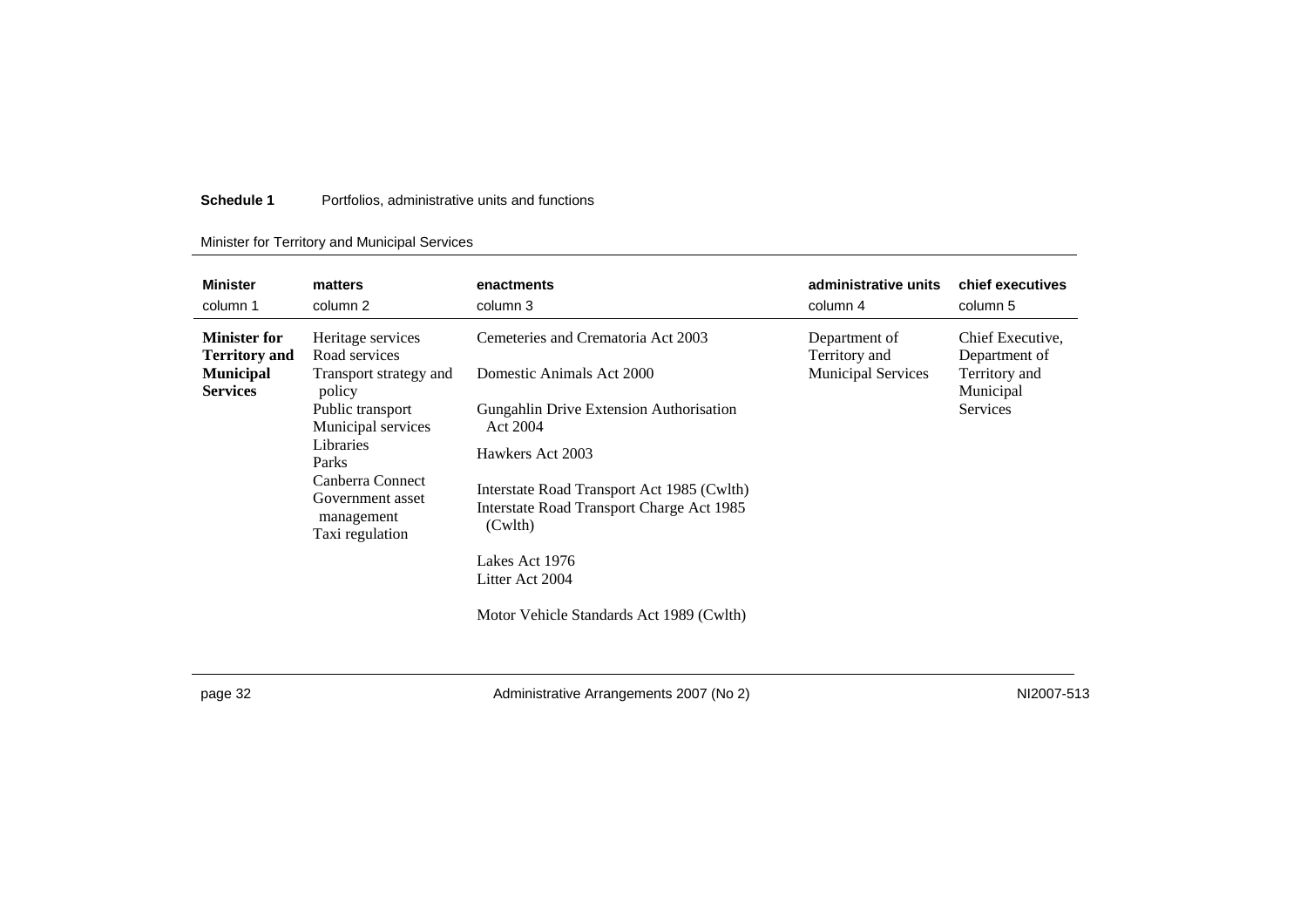**Schedule 1** Portfolios, administrative units and functions

Minister for Territory and Municipal Services

| Minister<br>column 1 | matters<br>column 2 | enactments<br>column 3 | administrative units<br>column 4 | chief executives<br>column 5 |
|---|---|---|---|---|
| **Minister for Territory and Municipal Services** | Heritage services<br>Road services<br>Transport strategy and policy<br>Public transport<br>Municipal services<br>Libraries<br>Parks<br>Canberra Connect<br>Government asset management<br>Taxi regulation | Cemeteries and Crematoria Act 2003<br><br>Domestic Animals Act 2000<br><br>Gungahlin Drive Extension Authorisation Act 2004<br><br>Hawkers Act 2003<br><br>Interstate Road Transport Act 1985 (Cwlth)<br>Interstate Road Transport Charge Act 1985 (Cwlth)<br><br>Lakes Act 1976<br>Litter Act 2004<br><br>Motor Vehicle Standards Act 1989 (Cwlth) | Department of Territory and Municipal Services | Chief Executive, Department of Territory and Municipal Services |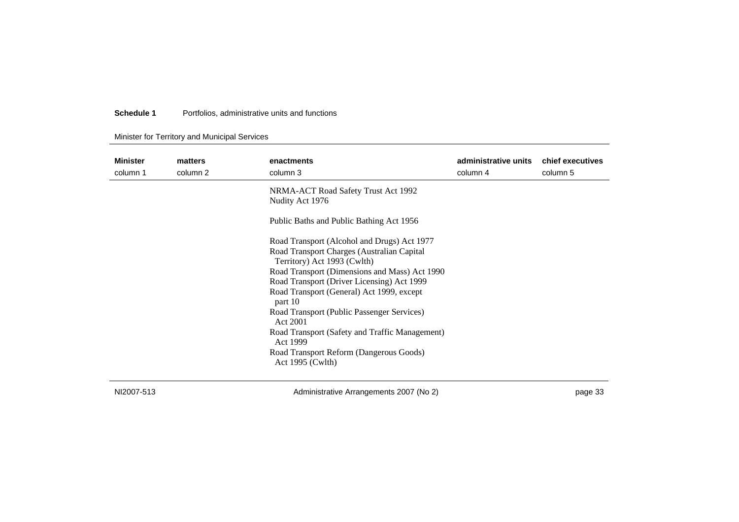**Schedule 1** Portfolios, administrative units and functions

Minister for Territory and Municipal Services

| Minister | matters | enactments | administrative units | chief executives |
|---|---|---|---|---|
| column 1 | column 2 | column 3 | column 4 | column 5 |
| | | NRMA-ACT Road Safety Trust Act 1992 | | |
| | | Nudity Act 1976 | | |
| | | Public Baths and Public Bathing Act 1956 | | |
| | | Road Transport (Alcohol and Drugs) Act 1977 | | |
| | | Road Transport Charges (Australian Capital Territory) Act 1993 (Cwlth) | | |
| | | Road Transport (Dimensions and Mass) Act 1990 | | |
| | | Road Transport (Driver Licensing) Act 1999 | | |
| | | Road Transport (General) Act 1999, except part 10 | | |
| | | Road Transport (Public Passenger Services) Act 2001 | | |
| | | Road Transport (Safety and Traffic Management) Act 1999 | | |
| | | Road Transport Reform (Dangerous Goods) Act 1995 (Cwlth) | | |

NI2007-513 Administrative Arrangements 2007 (No 2)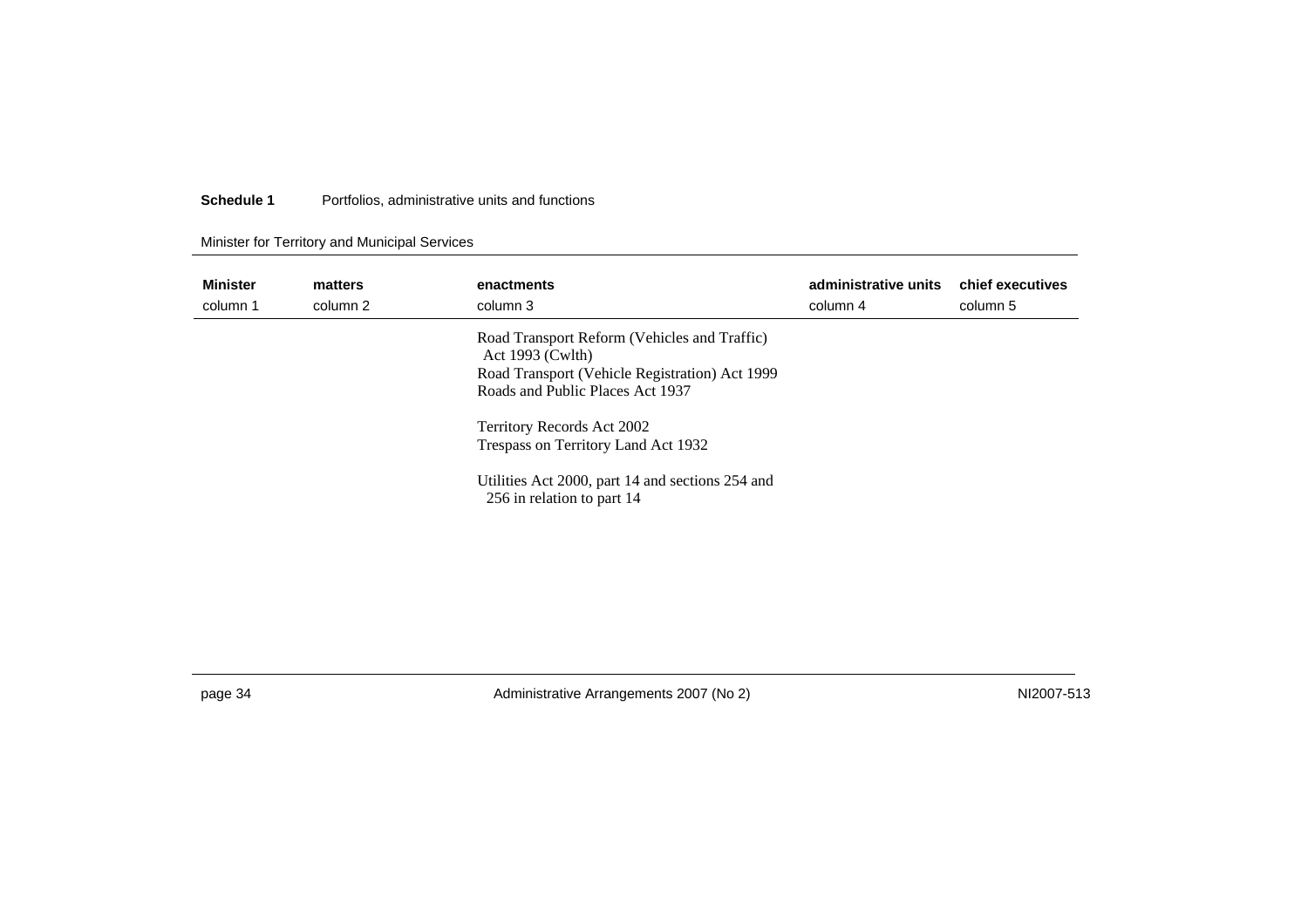**Schedule 1** Portfolios, administrative units and functions

Minister for Territory and Municipal Services

| Minister<br>column 1 | matters<br>column 2 | enactments<br>column 3 | administrative units<br>column 4 | chief executives<br>column 5 |
|---|---|---|---|---|
| | | Road Transport Reform (Vehicles and Traffic) Act 1993 (Cwlth)<br>Road Transport (Vehicle Registration) Act 1999<br>Roads and Public Places Act 1937<br><br>Territory Records Act 2002<br>Trespass on Territory Land Act 1932<br><br>Utilities Act 2000, part 14 and sections 254 and 256 in relation to part 14 | | |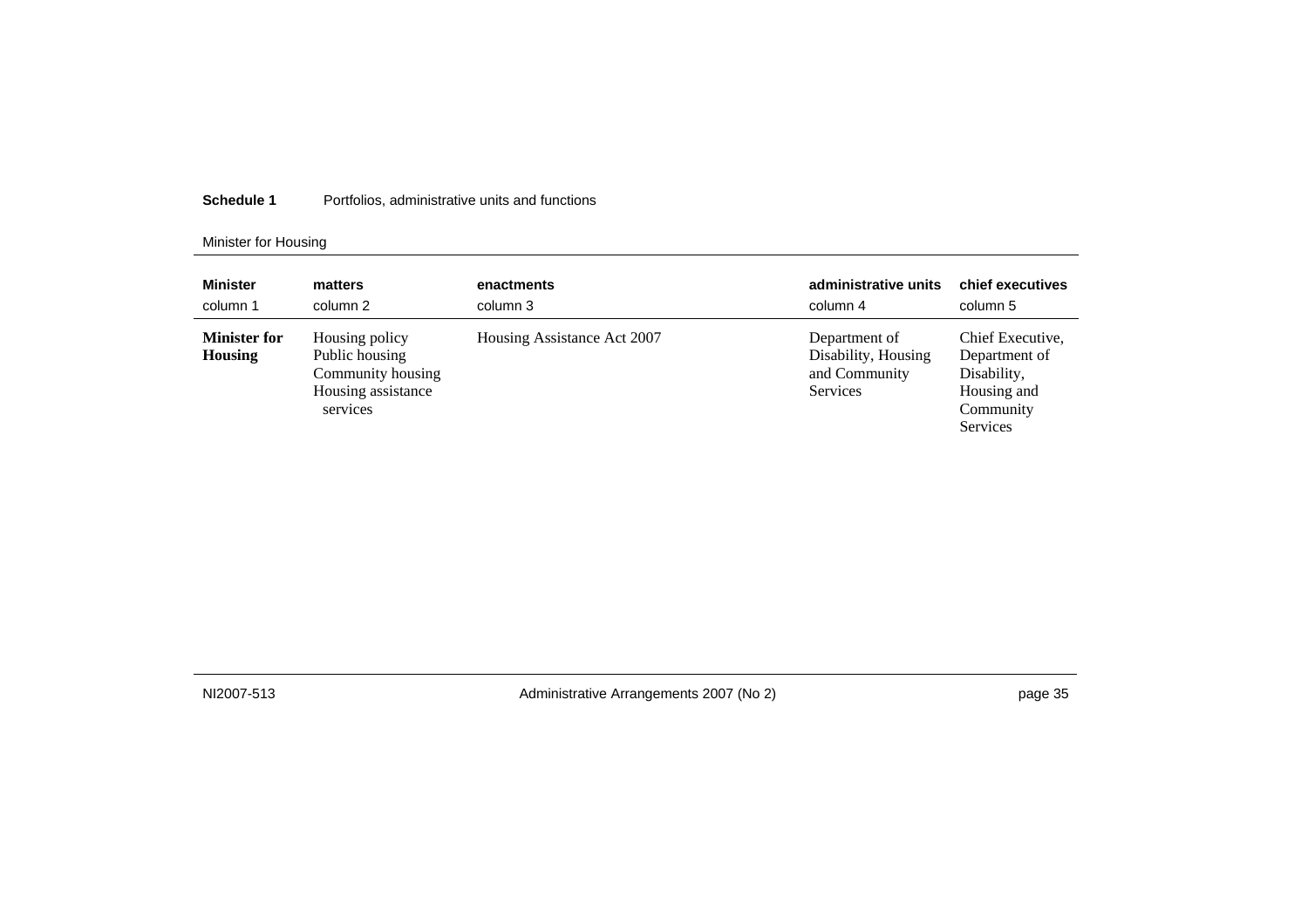**Schedule 1** Portfolios, administrative units and functions

Minister for Housing

| Minister<br>column 1 | matters<br>column 2 | enactments<br>column 3 | administrative units<br>column 4 | chief executives<br>column 5 |
|---|---|---|---|---|
| **Minister for Housing** | Housing policy<br>Public housing<br>Community housing<br>Housing assistance services | Housing Assistance Act 2007 | Department of Disability, Housing and Community Services | Chief Executive, Department of Disability, Housing and Community Services |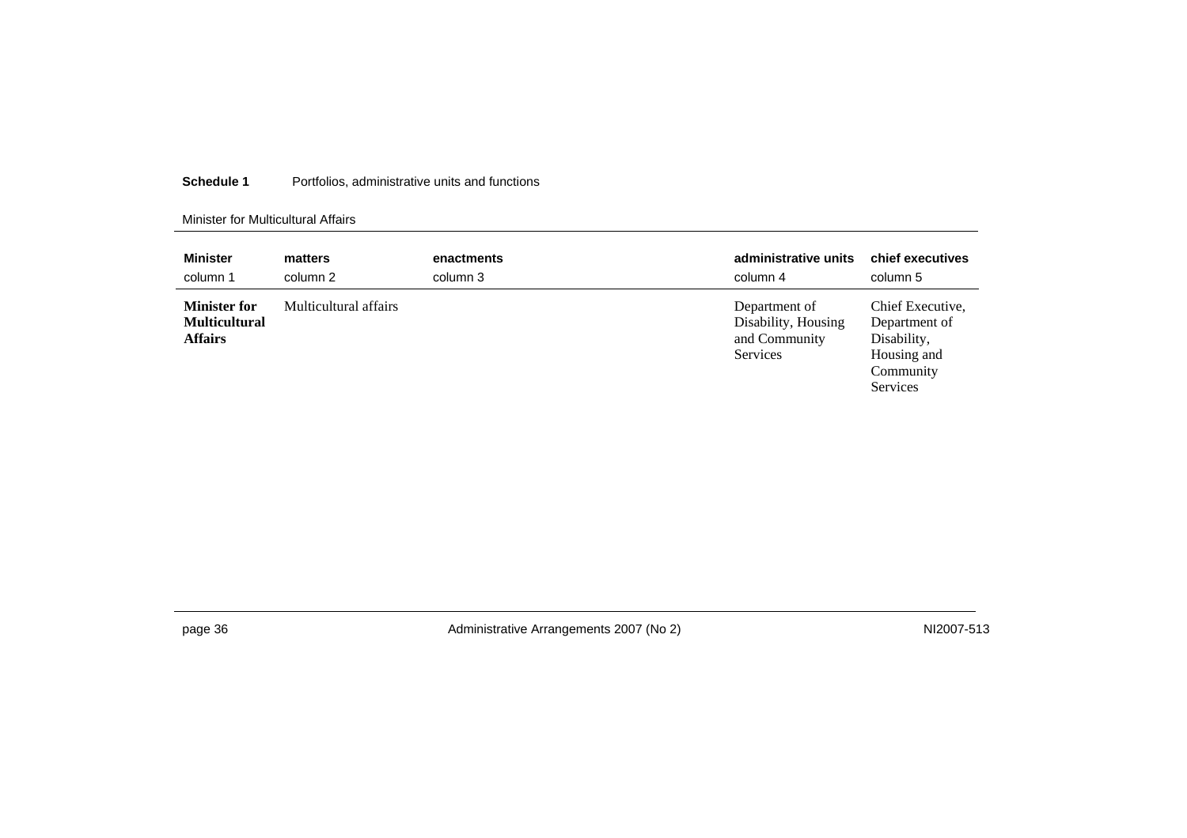Minister for Multicultural Affairs

| **Minister** column 1 | **matters** column 2 | **enactments** column 3 | **administrative units** column 4 | **chief executives** column 5 |
|---|---|---|---|---|
| **Minister for Multicultural Affairs** | Multicultural affairs | | Department of Disability, Housing and Community Services | Chief Executive, Department of Disability, Housing and Community Services |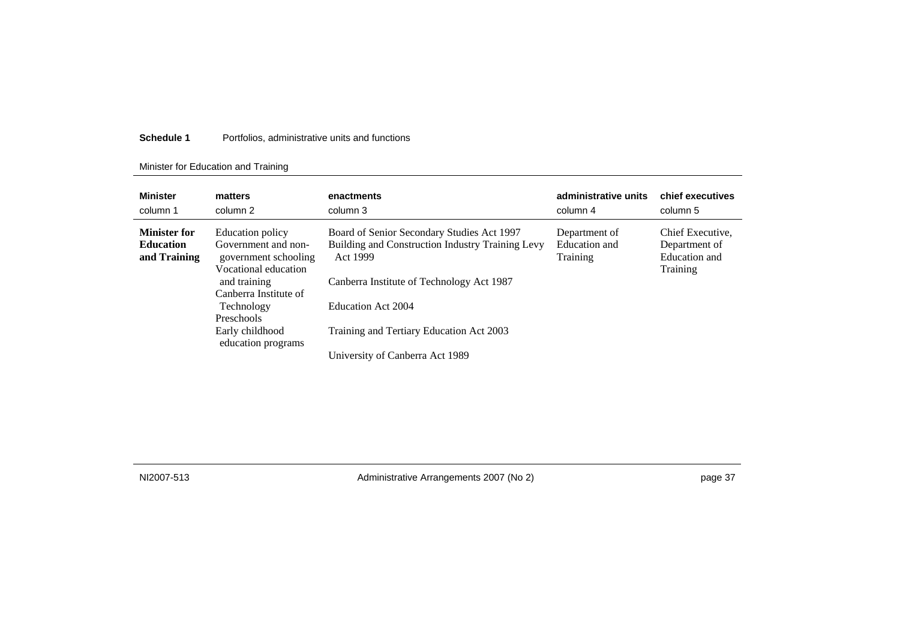Minister for Education and Training

| Minister column 1 | matters column 2 | enactments column 3 | administrative units column 4 | chief executives column 5 |
|---|---|---|---|---|
| **Minister for Education and Training** | Education policy<br>Government and non-government schooling<br>Vocational education and training<br>Canberra Institute of Technology<br>Preschools<br>Early childhood education programs | Board of Senior Secondary Studies Act 1997<br>Building and Construction Industry Training Levy Act 1999<br>Canberra Institute of Technology Act 1987<br>Education Act 2004<br>Training and Tertiary Education Act 2003<br>University of Canberra Act 1989 | Department of Education and Training | Chief Executive, Department of Education and Training |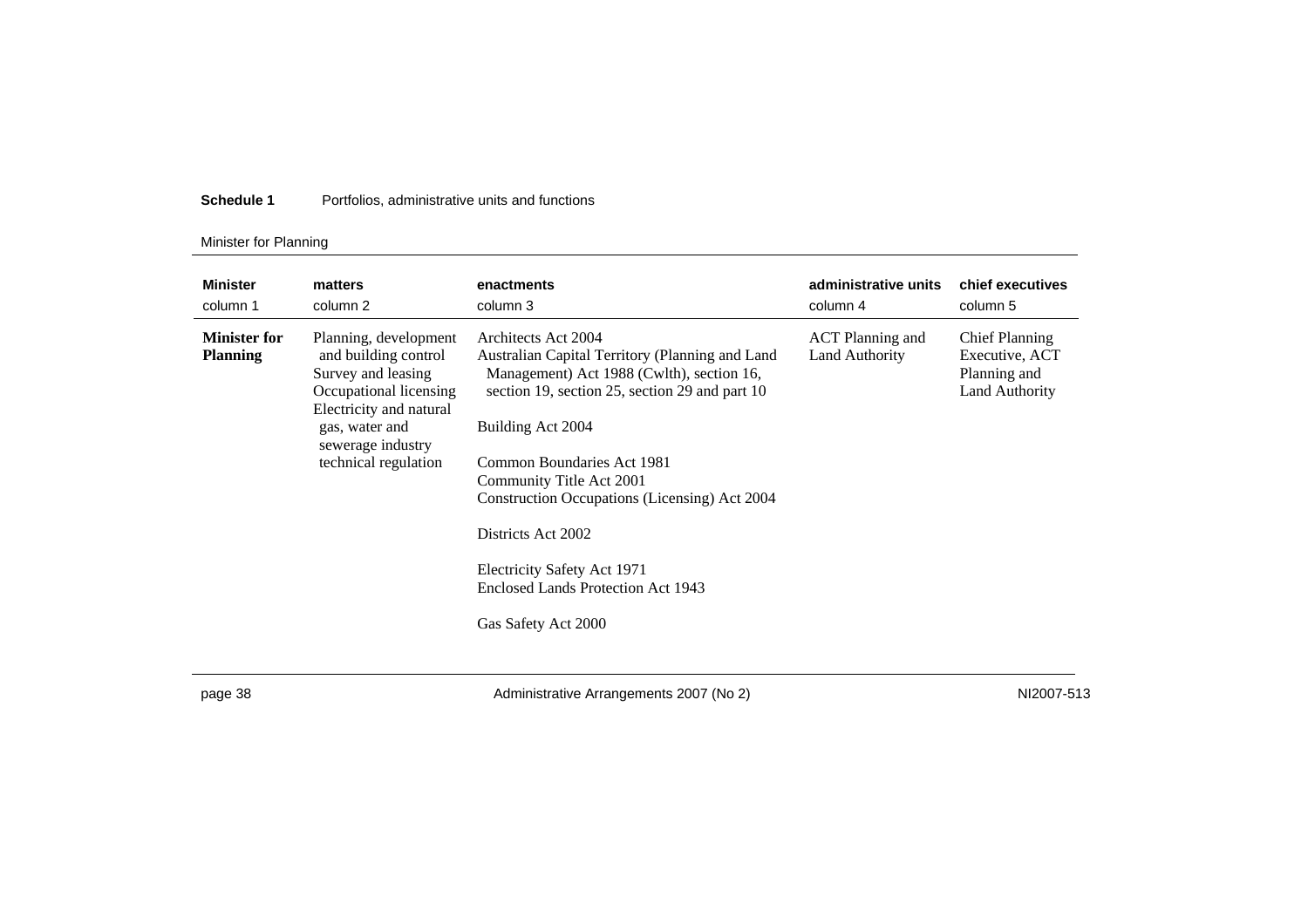**Schedule 1** Portfolios, administrative units and functions

Minister for Planning

| Minister<br>column 1 | matters<br>column 2 | enactments<br>column 3 | administrative units<br>column 4 | chief executives<br>column 5 |
|---|---|---|---|---|
| **Minister for Planning** | Planning, development and building control<br>Survey and leasing<br>Occupational licensing<br>Electricity and natural gas, water and sewerage industry technical regulation | Architects Act 2004<br>Australian Capital Territory (Planning and Land Management) Act 1988 (Cwlth), section 16, section 19, section 25, section 29 and part 10<br>Building Act 2004<br>Common Boundaries Act 1981<br>Community Title Act 2001<br>Construction Occupations (Licensing) Act 2004<br>Districts Act 2002<br>Electricity Safety Act 1971<br>Enclosed Lands Protection Act 1943<br>Gas Safety Act 2000 | ACT Planning and Land Authority | Chief Planning Executive, ACT Planning and Land Authority |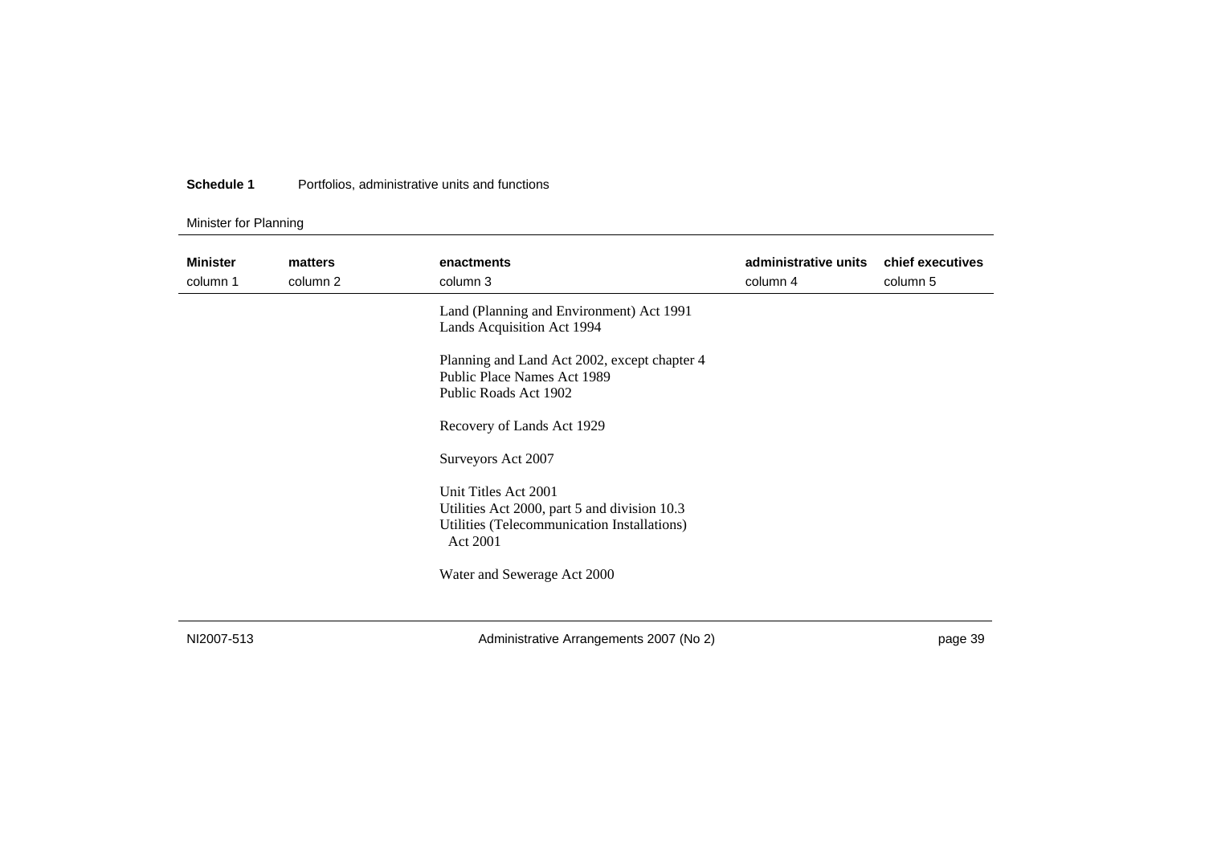**Schedule 1** Portfolios, administrative units and functions

Minister for Planning

| Minister<br>column 1 | matters<br>column 2 | enactments<br>column 3 | administrative units<br>column 4 | chief executives<br>column 5 |
|---|---|---|---|---|
| | | Land (Planning and Environment) Act 1991<br>Lands Acquisition Act 1994 | | |
| | | Planning and Land Act 2002, except chapter 4<br>Public Place Names Act 1989<br>Public Roads Act 1902 | | |
| | | Recovery of Lands Act 1929 | | |
| | | Surveyors Act 2007 | | |
| | | Unit Titles Act 2001<br>Utilities Act 2000, part 5 and division 10.3<br>Utilities (Telecommunication Installations) Act 2001 | | |
| | | Water and Sewerage Act 2000 | | |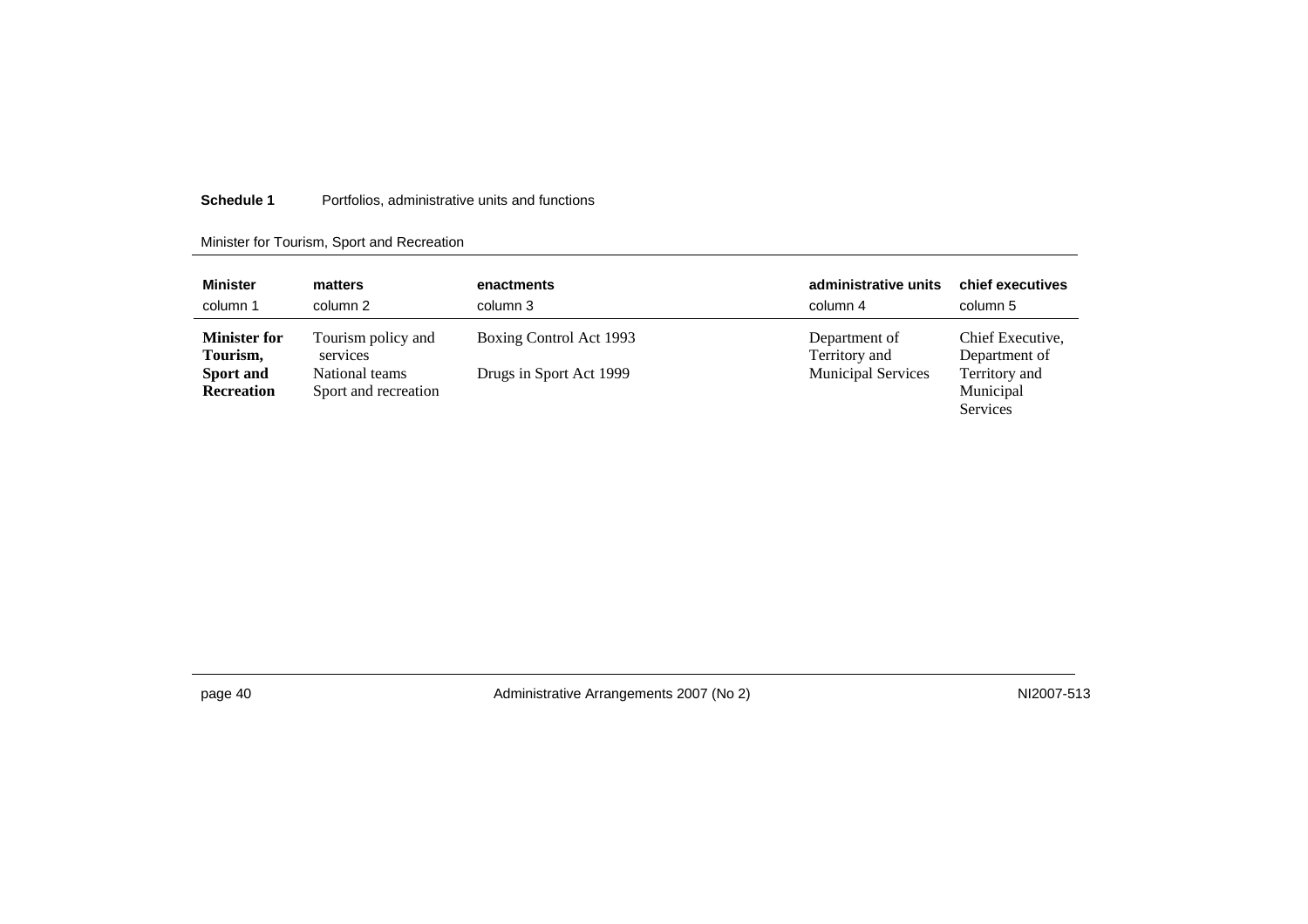**Schedule 1** Portfolios, administrative units and functions

Minister for Tourism, Sport and Recreation

| **Minister**<br>column 1 | **matters**<br>column 2 | **enactments**<br>column 3 | **administrative units**<br>column 4 | **chief executives**<br>column 5 |
|---|---|---|---|---|
| **Minister for Tourism, Sport and Recreation** | Tourism policy and services<br>National teams<br>Sport and recreation | Boxing Control Act 1993<br>Drugs in Sport Act 1999 | Department of Territory and Municipal Services | Chief Executive, Department of Territory and Municipal Services |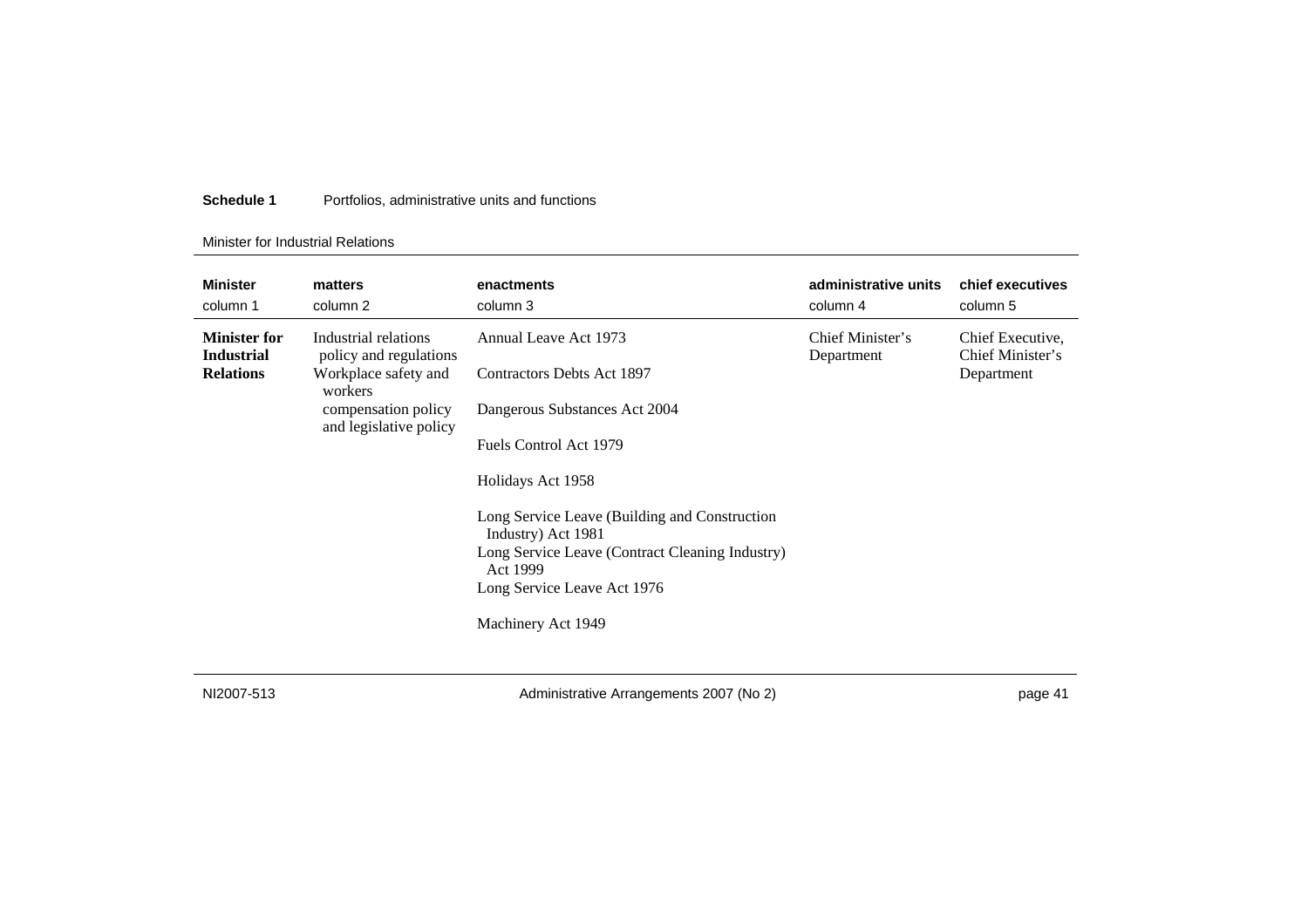**Schedule 1** Portfolios, administrative units and functions

Minister for Industrial Relations

| Minister column 1 | matters column 2 | enactments column 3 | administrative units column 4 | chief executives column 5 |
|---|---|---|---|---|
| **Minister for Industrial Relations** | Industrial relations policy and regulations<br>Workplace safety and workers compensation policy and legislative policy | Annual Leave Act 1973<br>Contractors Debts Act 1897<br>Dangerous Substances Act 2004<br>Fuels Control Act 1979<br>Holidays Act 1958<br>Long Service Leave (Building and Construction Industry) Act 1981<br>Long Service Leave (Contract Cleaning Industry) Act 1999<br>Long Service Leave Act 1976<br>Machinery Act 1949 | Chief Minister's Department | Chief Executive, Chief Minister's Department |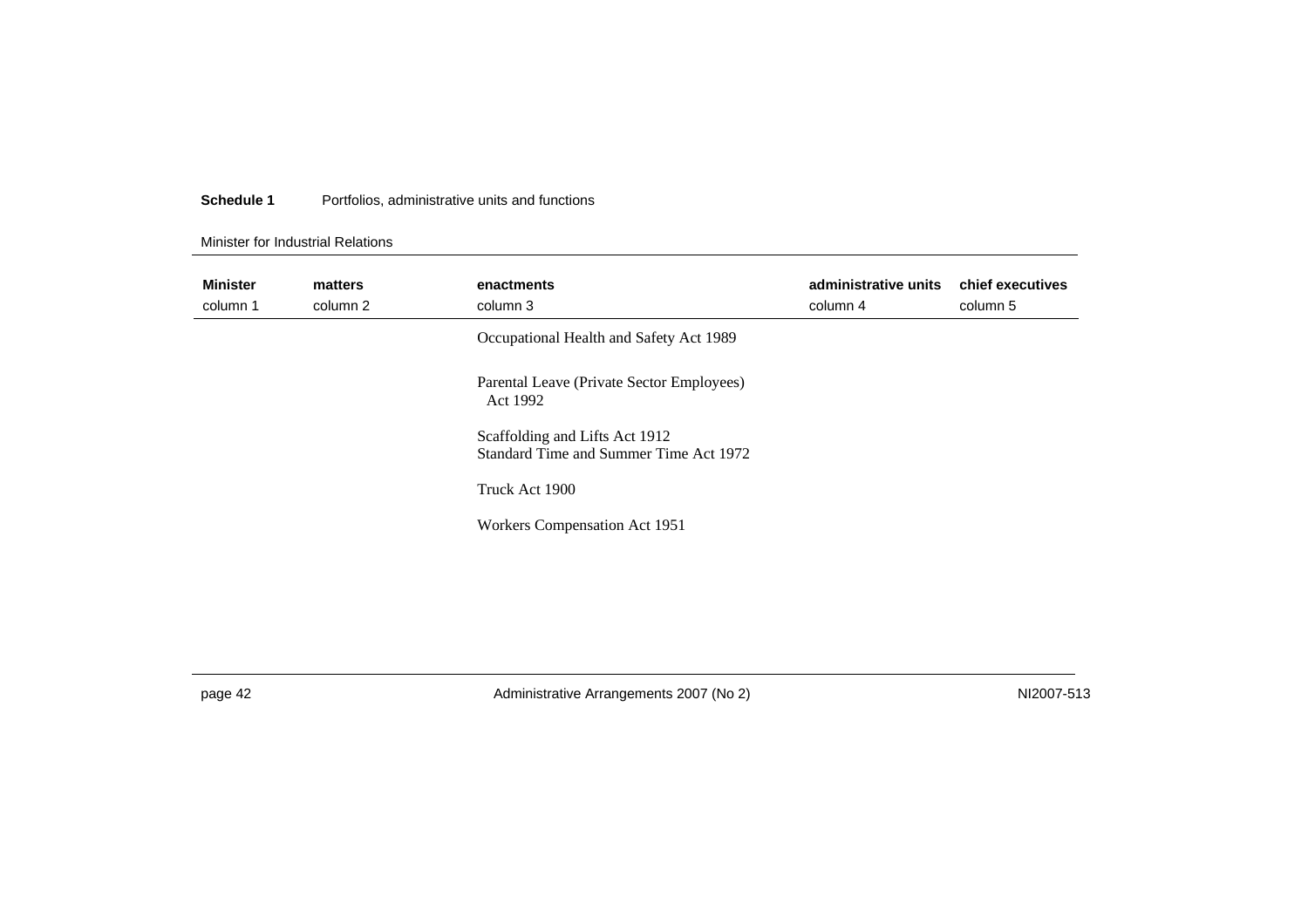**Schedule 1** Portfolios, administrative units and functions

Minister for Industrial Relations

| Minister<br>column 1 | matters<br>column 2 | enactments<br>column 3 | administrative units<br>column 4 | chief executives<br>column 5 |
|---|---|---|---|---|
| | | Occupational Health and Safety Act 1989 | | |
| | | Parental Leave (Private Sector Employees) Act 1992 | | |
| | | Scaffolding and Lifts Act 1912 | | |
| | | Standard Time and Summer Time Act 1972 | | |
| | | Truck Act 1900 | | |
| | | Workers Compensation Act 1951 | | |